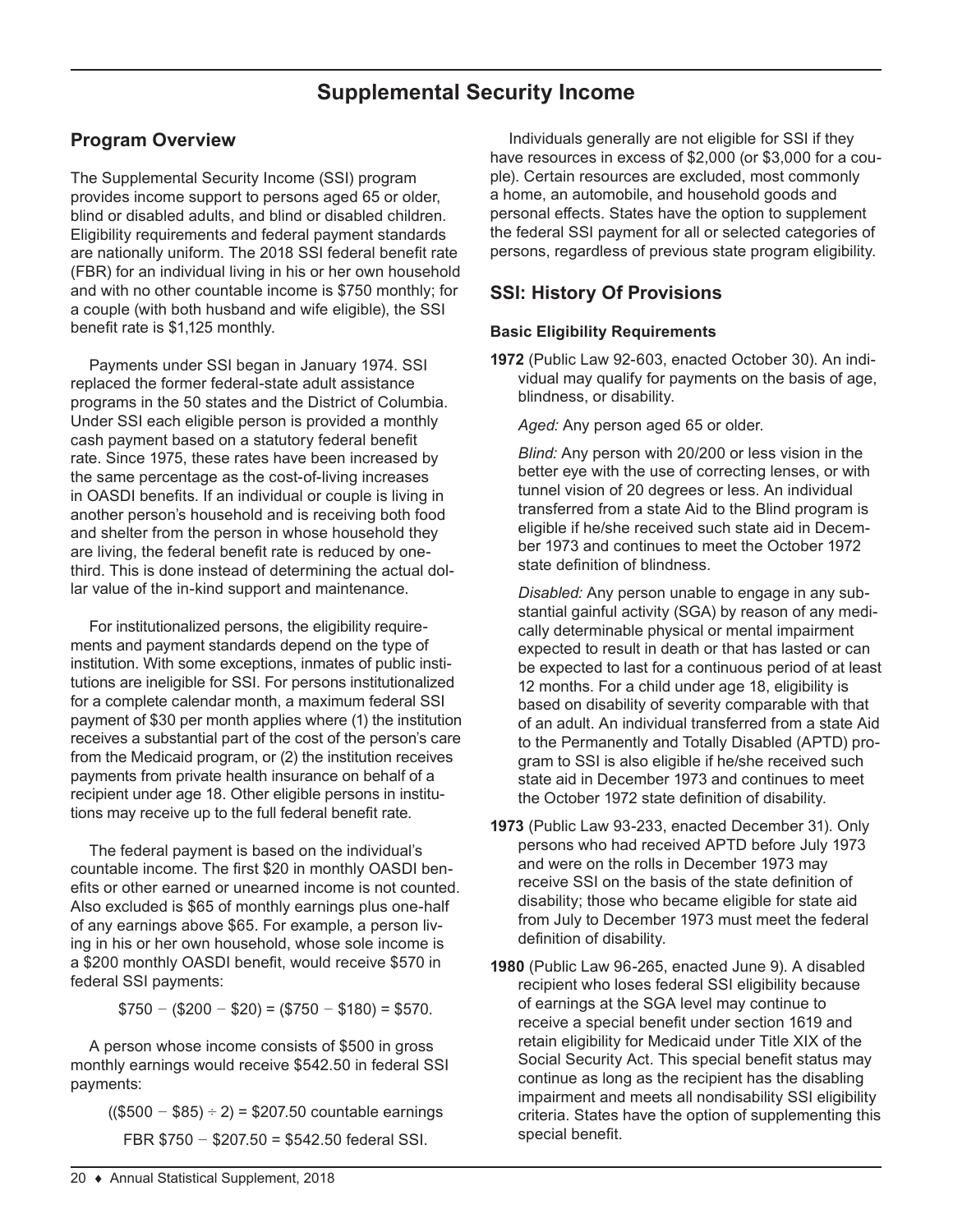# Supplemental Security Income

## Program Overview

The Supplemental Security Income (SSI) program provides income support to persons aged 65 or older, blind or disabled adults, and blind or disabled children. Eligibility requirements and federal payment standards are nationally uniform. The 2018 SSI federal benefit rate (FBR) for an individual living in his or her own household and with no other countable income is $750 monthly; for a couple (with both husband and wife eligible), the SSI benefit rate is $1,125 monthly.

Payments under SSI began in January 1974. SSI replaced the former federal-state adult assistance programs in the 50 states and the District of Columbia. Under SSI each eligible person is provided a monthly cash payment based on a statutory federal benefit rate. Since 1975, these rates have been increased by the same percentage as the cost-of-living increases in OASDI benefits. If an individual or couple is living in another person's household and is receiving both food and shelter from the person in whose household they are living, the federal benefit rate is reduced by one-third. This is done instead of determining the actual dollar value of the in-kind support and maintenance.

For institutionalized persons, the eligibility requirements and payment standards depend on the type of institution. With some exceptions, inmates of public institutions are ineligible for SSI. For persons institutionalized for a complete calendar month, a maximum federal SSI payment of $30 per month applies where (1) the institution receives a substantial part of the cost of the person's care from the Medicaid program, or (2) the institution receives payments from private health insurance on behalf of a recipient under age 18. Other eligible persons in institutions may receive up to the full federal benefit rate.

The federal payment is based on the individual's countable income. The first $20 in monthly OASDI benefits or other earned or unearned income is not counted. Also excluded is $65 of monthly earnings plus one-half of any earnings above $65. For example, a person living in his or her own household, whose sole income is a $200 monthly OASDI benefit, would receive $570 in federal SSI payments:

$$\$750 - (\$200 - \$20) = (\$750 - \$180) = \$570.$$

A person whose income consists of $500 in gross monthly earnings would receive $542.50 in federal SSI payments:

$$((\$500 - \$85) \div 2) = \$207.50 \text{ countable earnings}$$

$$\text{FBR } \$750 - \$207.50 = \$542.50 \text{ federal SSI.}$$

Individuals generally are not eligible for SSI if they have resources in excess of $2,000 (or $3,000 for a couple). Certain resources are excluded, most commonly a home, an automobile, and household goods and personal effects. States have the option to supplement the federal SSI payment for all or selected categories of persons, regardless of previous state program eligibility.

## SSI: History Of Provisions

### Basic Eligibility Requirements

**1972** (Public Law 92-603, enacted October 30). An individual may qualify for payments on the basis of age, blindness, or disability.

*Aged:* Any person aged 65 or older.

*Blind:* Any person with 20/200 or less vision in the better eye with the use of correcting lenses, or with tunnel vision of 20 degrees or less. An individual transferred from a state Aid to the Blind program is eligible if he/she received such state aid in December 1973 and continues to meet the October 1972 state definition of blindness.

*Disabled:* Any person unable to engage in any substantial gainful activity (SGA) by reason of any medically determinable physical or mental impairment expected to result in death or that has lasted or can be expected to last for a continuous period of at least 12 months. For a child under age 18, eligibility is based on disability of severity comparable with that of an adult. An individual transferred from a state Aid to the Permanently and Totally Disabled (APTD) program to SSI is also eligible if he/she received such state aid in December 1973 and continues to meet the October 1972 state definition of disability.

**1973** (Public Law 93-233, enacted December 31). Only persons who had received APTD before July 1973 and were on the rolls in December 1973 may receive SSI on the basis of the state definition of disability; those who became eligible for state aid from July to December 1973 must meet the federal definition of disability.

**1980** (Public Law 96-265, enacted June 9). A disabled recipient who loses federal SSI eligibility because of earnings at the SGA level may continue to receive a special benefit under section 1619 and retain eligibility for Medicaid under Title XIX of the Social Security Act. This special benefit status may continue as long as the recipient has the disabling impairment and meets all nondisability SSI eligibility criteria. States have the option of supplementing this special benefit.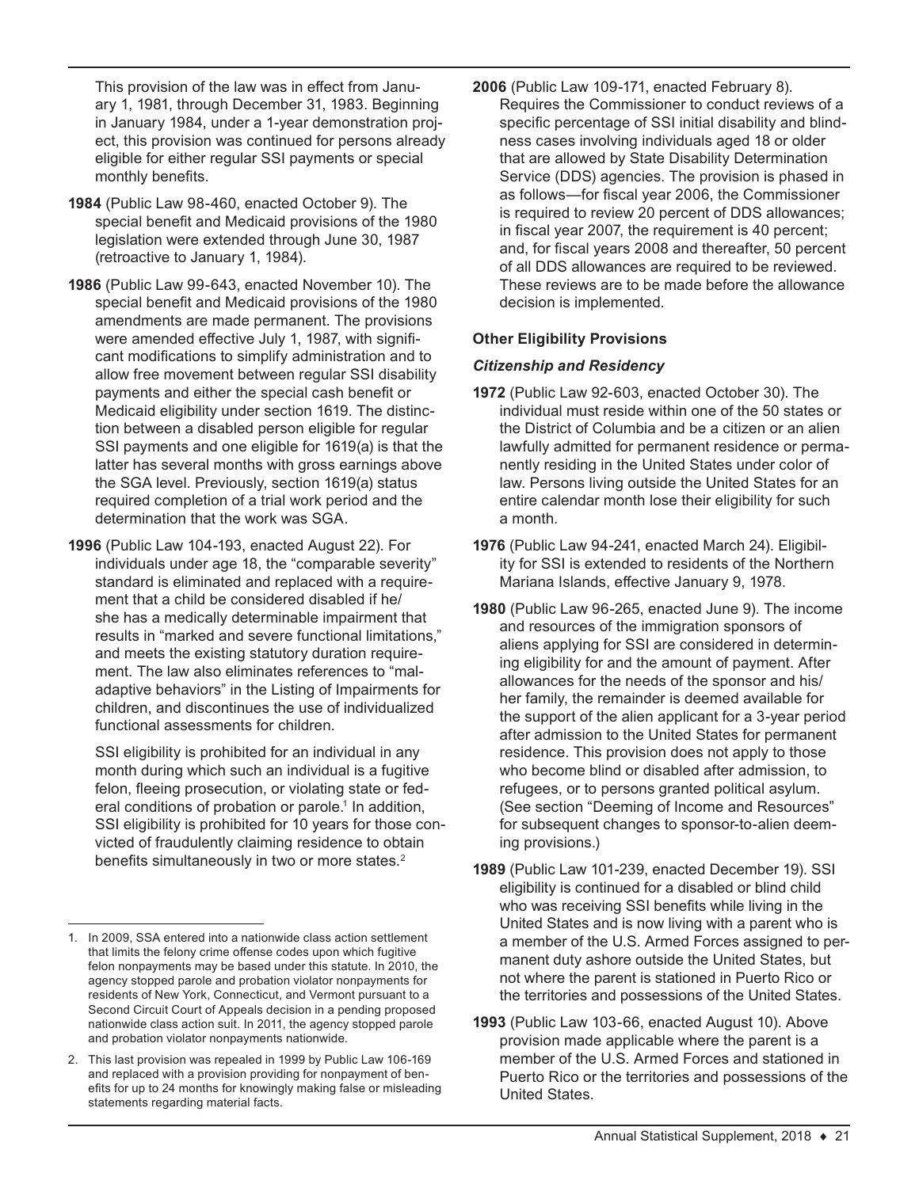This provision of the law was in effect from January 1, 1981, through December 31, 1983. Beginning in January 1984, under a 1-year demonstration project, this provision was continued for persons already eligible for either regular SSI payments or special monthly benefits.

**1984** (Public Law 98-460, enacted October 9). The special benefit and Medicaid provisions of the 1980 legislation were extended through June 30, 1987 (retroactive to January 1, 1984).

**1986** (Public Law 99-643, enacted November 10). The special benefit and Medicaid provisions of the 1980 amendments are made permanent. The provisions were amended effective July 1, 1987, with significant modifications to simplify administration and to allow free movement between regular SSI disability payments and either the special cash benefit or Medicaid eligibility under section 1619. The distinction between a disabled person eligible for regular SSI payments and one eligible for 1619(a) is that the latter has several months with gross earnings above the SGA level. Previously, section 1619(a) status required completion of a trial work period and the determination that the work was SGA.

**1996** (Public Law 104-193, enacted August 22). For individuals under age 18, the "comparable severity" standard is eliminated and replaced with a requirement that a child be considered disabled if he/she has a medically determinable impairment that results in "marked and severe functional limitations," and meets the existing statutory duration requirement. The law also eliminates references to "maladaptive behaviors" in the Listing of Impairments for children, and discontinues the use of individualized functional assessments for children.

SSI eligibility is prohibited for an individual in any month during which such an individual is a fugitive felon, fleeing prosecution, or violating state or federal conditions of probation or parole.[1] In addition, SSI eligibility is prohibited for 10 years for those convicted of fraudulently claiming residence to obtain benefits simultaneously in two or more states.[2]

**2006** (Public Law 109-171, enacted February 8). Requires the Commissioner to conduct reviews of a specific percentage of SSI initial disability and blindness cases involving individuals aged 18 or older that are allowed by State Disability Determination Service (DDS) agencies. The provision is phased in as follows—for fiscal year 2006, the Commissioner is required to review 20 percent of DDS allowances; in fiscal year 2007, the requirement is 40 percent; and, for fiscal years 2008 and thereafter, 50 percent of all DDS allowances are required to be reviewed. These reviews are to be made before the allowance decision is implemented.

### Other Eligibility Provisions

#### *Citizenship and Residency*

**1972** (Public Law 92-603, enacted October 30). The individual must reside within one of the 50 states or the District of Columbia and be a citizen or an alien lawfully admitted for permanent residence or permanently residing in the United States under color of law. Persons living outside the United States for an entire calendar month lose their eligibility for such a month.

**1976** (Public Law 94-241, enacted March 24). Eligibility for SSI is extended to residents of the Northern Mariana Islands, effective January 9, 1978.

**1980** (Public Law 96-265, enacted June 9). The income and resources of the immigration sponsors of aliens applying for SSI are considered in determining eligibility for and the amount of payment. After allowances for the needs of the sponsor and his/her family, the remainder is deemed available for the support of the alien applicant for a 3-year period after admission to the United States for permanent residence. This provision does not apply to those who become blind or disabled after admission, to refugees, or to persons granted political asylum. (See section "Deeming of Income and Resources" for subsequent changes to sponsor-to-alien deeming provisions.)

**1989** (Public Law 101-239, enacted December 19). SSI eligibility is continued for a disabled or blind child who was receiving SSI benefits while living in the United States and is now living with a parent who is a member of the U.S. Armed Forces assigned to permanent duty ashore outside the United States, but not where the parent is stationed in Puerto Rico or the territories and possessions of the United States.

**1993** (Public Law 103-66, enacted August 10). Above provision made applicable where the parent is a member of the U.S. Armed Forces and stationed in Puerto Rico or the territories and possessions of the United States.

---

1. In 2009, SSA entered into a nationwide class action settlement that limits the felony crime offense codes upon which fugitive felon nonpayments may be based under this statute. In 2010, the agency stopped parole and probation violator nonpayments for residents of New York, Connecticut, and Vermont pursuant to a Second Circuit Court of Appeals decision in a pending proposed nationwide class action suit. In 2011, the agency stopped parole and probation violator nonpayments nationwide.

2. This last provision was repealed in 1999 by Public Law 106-169 and replaced with a provision providing for nonpayment of benefits for up to 24 months for knowingly making false or misleading statements regarding material facts.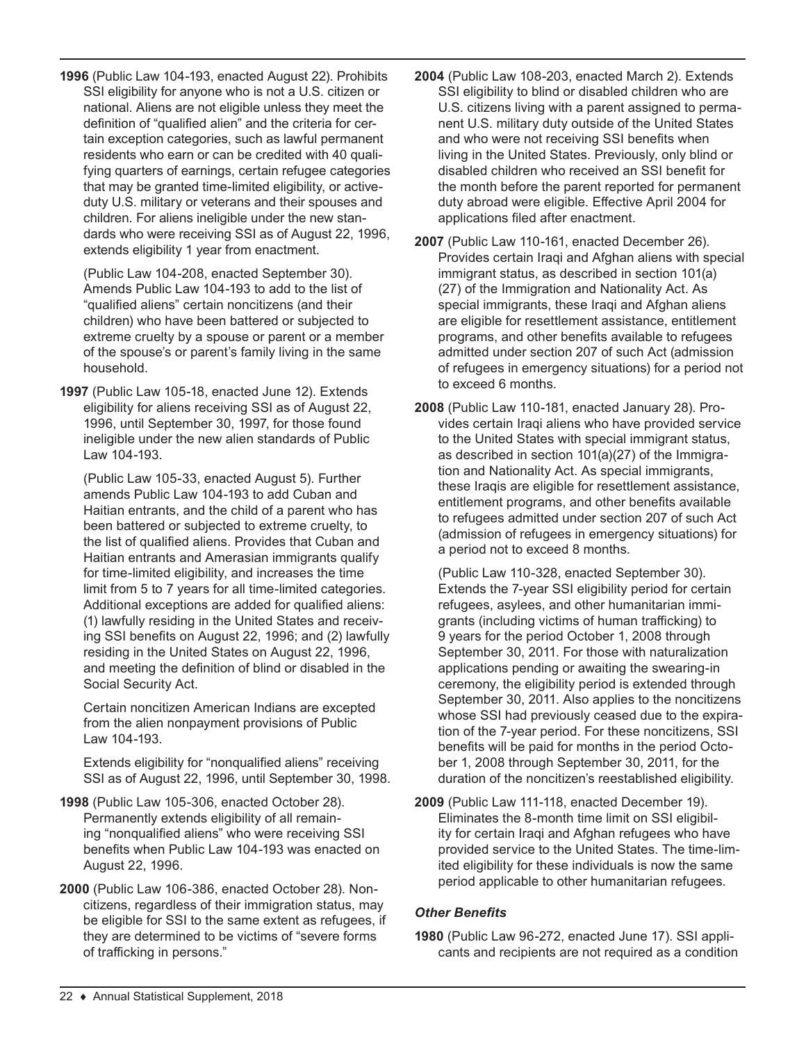**1996** (Public Law 104-193, enacted August 22). Prohibits SSI eligibility for anyone who is not a U.S. citizen or national. Aliens are not eligible unless they meet the definition of "qualified alien" and the criteria for certain exception categories, such as lawful permanent residents who earn or can be credited with 40 qualifying quarters of earnings, certain refugee categories that may be granted time-limited eligibility, or active-duty U.S. military or veterans and their spouses and children. For aliens ineligible under the new standards who were receiving SSI as of August 22, 1996, extends eligibility 1 year from enactment.

(Public Law 104-208, enacted September 30). Amends Public Law 104-193 to add to the list of "qualified aliens" certain noncitizens (and their children) who have been battered or subjected to extreme cruelty by a spouse or parent or a member of the spouse's or parent's family living in the same household.

**1997** (Public Law 105-18, enacted June 12). Extends eligibility for aliens receiving SSI as of August 22, 1996, until September 30, 1997, for those found ineligible under the new alien standards of Public Law 104-193.

(Public Law 105-33, enacted August 5). Further amends Public Law 104-193 to add Cuban and Haitian entrants, and the child of a parent who has been battered or subjected to extreme cruelty, to the list of qualified aliens. Provides that Cuban and Haitian entrants and Amerasian immigrants qualify for time-limited eligibility, and increases the time limit from 5 to 7 years for all time-limited categories. Additional exceptions are added for qualified aliens: (1) lawfully residing in the United States and receiving SSI benefits on August 22, 1996; and (2) lawfully residing in the United States on August 22, 1996, and meeting the definition of blind or disabled in the Social Security Act.

Certain noncitizen American Indians are excepted from the alien nonpayment provisions of Public Law 104-193.

Extends eligibility for "nonqualified aliens" receiving SSI as of August 22, 1996, until September 30, 1998.

**1998** (Public Law 105-306, enacted October 28). Permanently extends eligibility of all remaining "nonqualified aliens" who were receiving SSI benefits when Public Law 104-193 was enacted on August 22, 1996.

**2000** (Public Law 106-386, enacted October 28). Noncitizens, regardless of their immigration status, may be eligible for SSI to the same extent as refugees, if they are determined to be victims of "severe forms of trafficking in persons."

**2004** (Public Law 108-203, enacted March 2). Extends SSI eligibility to blind or disabled children who are U.S. citizens living with a parent assigned to permanent U.S. military duty outside of the United States and who were not receiving SSI benefits when living in the United States. Previously, only blind or disabled children who received an SSI benefit for the month before the parent reported for permanent duty abroad were eligible. Effective April 2004 for applications filed after enactment.

**2007** (Public Law 110-161, enacted December 26). Provides certain Iraqi and Afghan aliens with special immigrant status, as described in section 101(a)(27) of the Immigration and Nationality Act. As special immigrants, these Iraqi and Afghan aliens are eligible for resettlement assistance, entitlement programs, and other benefits available to refugees admitted under section 207 of such Act (admission of refugees in emergency situations) for a period not to exceed 6 months.

**2008** (Public Law 110-181, enacted January 28). Provides certain Iraqi aliens who have provided service to the United States with special immigrant status, as described in section 101(a)(27) of the Immigration and Nationality Act. As special immigrants, these Iraqis are eligible for resettlement assistance, entitlement programs, and other benefits available to refugees admitted under section 207 of such Act (admission of refugees in emergency situations) for a period not to exceed 8 months.

(Public Law 110-328, enacted September 30). Extends the 7-year SSI eligibility period for certain refugees, asylees, and other humanitarian immigrants (including victims of human trafficking) to 9 years for the period October 1, 2008 through September 30, 2011. For those with naturalization applications pending or awaiting the swearing-in ceremony, the eligibility period is extended through September 30, 2011. Also applies to the noncitizens whose SSI had previously ceased due to the expiration of the 7-year period. For these noncitizens, SSI benefits will be paid for months in the period October 1, 2008 through September 30, 2011, for the duration of the noncitizen's reestablished eligibility.

**2009** (Public Law 111-118, enacted December 19). Eliminates the 8-month time limit on SSI eligibility for certain Iraqi and Afghan refugees who have provided service to the United States. The time-limited eligibility for these individuals is now the same period applicable to other humanitarian refugees.

### *Other Benefits*

**1980** (Public Law 96-272, enacted June 17). SSI applicants and recipients are not required as a condition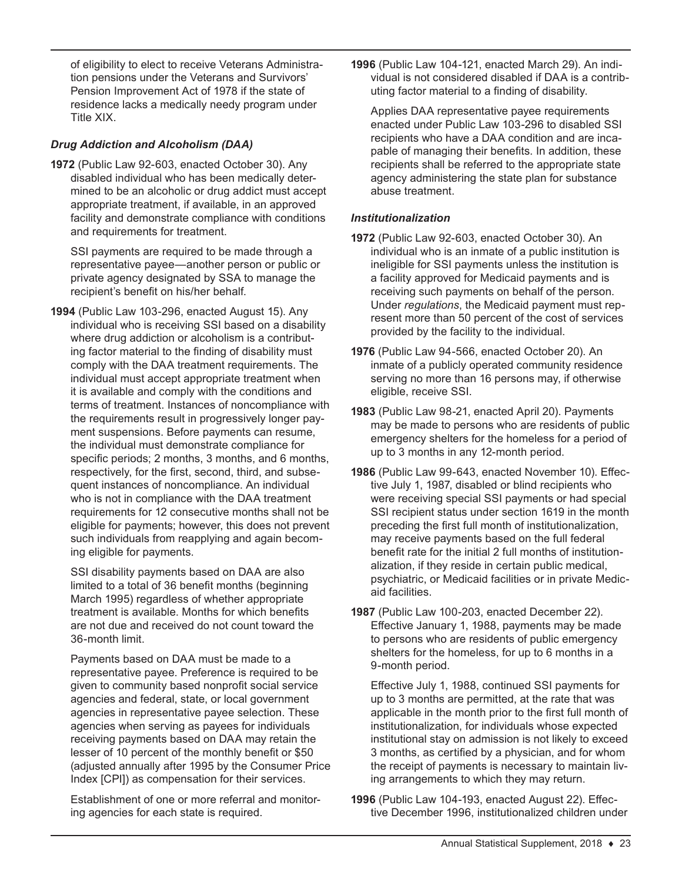of eligibility to elect to receive Veterans Administration pensions under the Veterans and Survivors' Pension Improvement Act of 1978 if the state of residence lacks a medically needy program under Title XIX.

### *Drug Addiction and Alcoholism (DAA)*

**1972** (Public Law 92-603, enacted October 30). Any disabled individual who has been medically determined to be an alcoholic or drug addict must accept appropriate treatment, if available, in an approved facility and demonstrate compliance with conditions and requirements for treatment.

SSI payments are required to be made through a representative payee—another person or public or private agency designated by SSA to manage the recipient's benefit on his/her behalf.

**1994** (Public Law 103-296, enacted August 15). Any individual who is receiving SSI based on a disability where drug addiction or alcoholism is a contributing factor material to the finding of disability must comply with the DAA treatment requirements. The individual must accept appropriate treatment when it is available and comply with the conditions and terms of treatment. Instances of noncompliance with the requirements result in progressively longer payment suspensions. Before payments can resume, the individual must demonstrate compliance for specific periods; 2 months, 3 months, and 6 months, respectively, for the first, second, third, and subsequent instances of noncompliance. An individual who is not in compliance with the DAA treatment requirements for 12 consecutive months shall not be eligible for payments; however, this does not prevent such individuals from reapplying and again becoming eligible for payments.

SSI disability payments based on DAA are also limited to a total of 36 benefit months (beginning March 1995) regardless of whether appropriate treatment is available. Months for which benefits are not due and received do not count toward the 36-month limit.

Payments based on DAA must be made to a representative payee. Preference is required to be given to community based nonprofit social service agencies and federal, state, or local government agencies in representative payee selection. These agencies when serving as payees for individuals receiving payments based on DAA may retain the lesser of 10 percent of the monthly benefit or $50 (adjusted annually after 1995 by the Consumer Price Index [CPI]) as compensation for their services.

Establishment of one or more referral and monitoring agencies for each state is required.

**1996** (Public Law 104-121, enacted March 29). An individual is not considered disabled if DAA is a contributing factor material to a finding of disability.

Applies DAA representative payee requirements enacted under Public Law 103-296 to disabled SSI recipients who have a DAA condition and are incapable of managing their benefits. In addition, these recipients shall be referred to the appropriate state agency administering the state plan for substance abuse treatment.

### *Institutionalization*

**1972** (Public Law 92-603, enacted October 30). An individual who is an inmate of a public institution is ineligible for SSI payments unless the institution is a facility approved for Medicaid payments and is receiving such payments on behalf of the person. Under *regulations*, the Medicaid payment must represent more than 50 percent of the cost of services provided by the facility to the individual.

**1976** (Public Law 94-566, enacted October 20). An inmate of a publicly operated community residence serving no more than 16 persons may, if otherwise eligible, receive SSI.

**1983** (Public Law 98-21, enacted April 20). Payments may be made to persons who are residents of public emergency shelters for the homeless for a period of up to 3 months in any 12-month period.

**1986** (Public Law 99-643, enacted November 10). Effective July 1, 1987, disabled or blind recipients who were receiving special SSI payments or had special SSI recipient status under section 1619 in the month preceding the first full month of institutionalization, may receive payments based on the full federal benefit rate for the initial 2 full months of institutionalization, if they reside in certain public medical, psychiatric, or Medicaid facilities or in private Medicaid facilities.

**1987** (Public Law 100-203, enacted December 22). Effective January 1, 1988, payments may be made to persons who are residents of public emergency shelters for the homeless, for up to 6 months in a 9-month period.

Effective July 1, 1988, continued SSI payments for up to 3 months are permitted, at the rate that was applicable in the month prior to the first full month of institutionalization, for individuals whose expected institutional stay on admission is not likely to exceed 3 months, as certified by a physician, and for whom the receipt of payments is necessary to maintain living arrangements to which they may return.

**1996** (Public Law 104-193, enacted August 22). Effective December 1996, institutionalized children under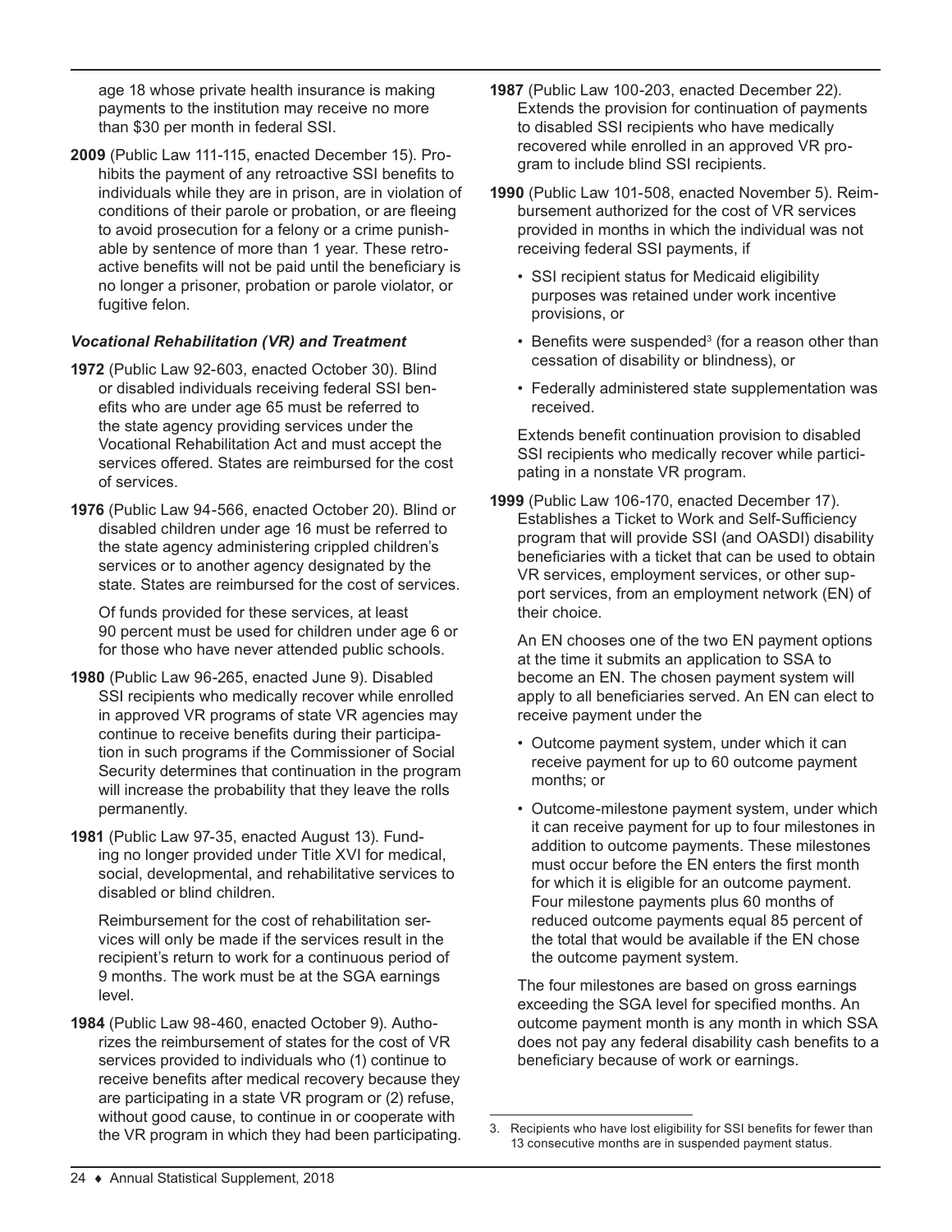age 18 whose private health insurance is making payments to the institution may receive no more than $30 per month in federal SSI.

**2009** (Public Law 111-115, enacted December 15). Prohibits the payment of any retroactive SSI benefits to individuals while they are in prison, are in violation of conditions of their parole or probation, or are fleeing to avoid prosecution for a felony or a crime punishable by sentence of more than 1 year. These retroactive benefits will not be paid until the beneficiary is no longer a prisoner, probation or parole violator, or fugitive felon.

### *Vocational Rehabilitation (VR) and Treatment*

**1972** (Public Law 92-603, enacted October 30). Blind or disabled individuals receiving federal SSI benefits who are under age 65 must be referred to the state agency providing services under the Vocational Rehabilitation Act and must accept the services offered. States are reimbursed for the cost of services.

**1976** (Public Law 94-566, enacted October 20). Blind or disabled children under age 16 must be referred to the state agency administering crippled children's services or to another agency designated by the state. States are reimbursed for the cost of services.

Of funds provided for these services, at least 90 percent must be used for children under age 6 or for those who have never attended public schools.

**1980** (Public Law 96-265, enacted June 9). Disabled SSI recipients who medically recover while enrolled in approved VR programs of state VR agencies may continue to receive benefits during their participation in such programs if the Commissioner of Social Security determines that continuation in the program will increase the probability that they leave the rolls permanently.

**1981** (Public Law 97-35, enacted August 13). Funding no longer provided under Title XVI for medical, social, developmental, and rehabilitative services to disabled or blind children.

Reimbursement for the cost of rehabilitation services will only be made if the services result in the recipient's return to work for a continuous period of 9 months. The work must be at the SGA earnings level.

**1984** (Public Law 98-460, enacted October 9). Authorizes the reimbursement of states for the cost of VR services provided to individuals who (1) continue to receive benefits after medical recovery because they are participating in a state VR program or (2) refuse, without good cause, to continue in or cooperate with the VR program in which they had been participating.

**1987** (Public Law 100-203, enacted December 22). Extends the provision for continuation of payments to disabled SSI recipients who have medically recovered while enrolled in an approved VR program to include blind SSI recipients.

**1990** (Public Law 101-508, enacted November 5). Reimbursement authorized for the cost of VR services provided in months in which the individual was not receiving federal SSI payments, if

- SSI recipient status for Medicaid eligibility purposes was retained under work incentive provisions, or
- Benefits were suspended[3] (for a reason other than cessation of disability or blindness), or
- Federally administered state supplementation was received.

Extends benefit continuation provision to disabled SSI recipients who medically recover while participating in a nonstate VR program.

**1999** (Public Law 106-170, enacted December 17). Establishes a Ticket to Work and Self-Sufficiency program that will provide SSI (and OASDI) disability beneficiaries with a ticket that can be used to obtain VR services, employment services, or other support services, from an employment network (EN) of their choice.

An EN chooses one of the two EN payment options at the time it submits an application to SSA to become an EN. The chosen payment system will apply to all beneficiaries served. An EN can elect to receive payment under the

- Outcome payment system, under which it can receive payment for up to 60 outcome payment months; or
- Outcome-milestone payment system, under which it can receive payment for up to four milestones in addition to outcome payments. These milestones must occur before the EN enters the first month for which it is eligible for an outcome payment. Four milestone payments plus 60 months of reduced outcome payments equal 85 percent of the total that would be available if the EN chose the outcome payment system.

The four milestones are based on gross earnings exceeding the SGA level for specified months. An outcome payment month is any month in which SSA does not pay any federal disability cash benefits to a beneficiary because of work or earnings.

3. Recipients who have lost eligibility for SSI benefits for fewer than 13 consecutive months are in suspended payment status.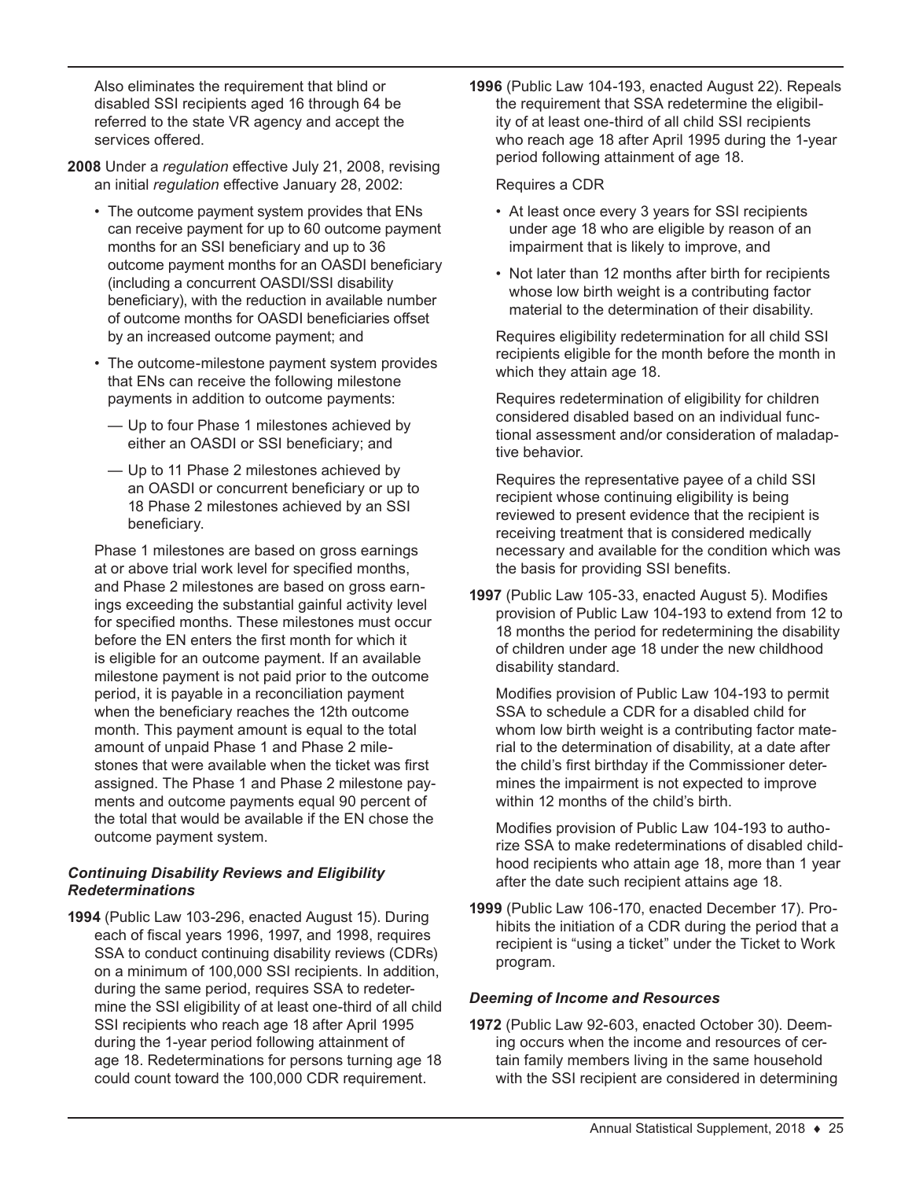Also eliminates the requirement that blind or disabled SSI recipients aged 16 through 64 be referred to the state VR agency and accept the services offered.

**2008** Under a *regulation* effective July 21, 2008, revising an initial *regulation* effective January 28, 2002:

- The outcome payment system provides that ENs can receive payment for up to 60 outcome payment months for an SSI beneficiary and up to 36 outcome payment months for an OASDI beneficiary (including a concurrent OASDI/SSI disability beneficiary), with the reduction in available number of outcome months for OASDI beneficiaries offset by an increased outcome payment; and
- The outcome-milestone payment system provides that ENs can receive the following milestone payments in addition to outcome payments:
  - — Up to four Phase 1 milestones achieved by either an OASDI or SSI beneficiary; and
  - — Up to 11 Phase 2 milestones achieved by an OASDI or concurrent beneficiary or up to 18 Phase 2 milestones achieved by an SSI beneficiary.

Phase 1 milestones are based on gross earnings at or above trial work level for specified months, and Phase 2 milestones are based on gross earnings exceeding the substantial gainful activity level for specified months. These milestones must occur before the EN enters the first month for which it is eligible for an outcome payment. If an available milestone payment is not paid prior to the outcome period, it is payable in a reconciliation payment when the beneficiary reaches the 12th outcome month. This payment amount is equal to the total amount of unpaid Phase 1 and Phase 2 milestones that were available when the ticket was first assigned. The Phase 1 and Phase 2 milestone payments and outcome payments equal 90 percent of the total that would be available if the EN chose the outcome payment system.

### *Continuing Disability Reviews and Eligibility Redeterminations*

**1994** (Public Law 103-296, enacted August 15). During each of fiscal years 1996, 1997, and 1998, requires SSA to conduct continuing disability reviews (CDRs) on a minimum of 100,000 SSI recipients. In addition, during the same period, requires SSA to redetermine the SSI eligibility of at least one-third of all child SSI recipients who reach age 18 after April 1995 during the 1-year period following attainment of age 18. Redeterminations for persons turning age 18 could count toward the 100,000 CDR requirement.

**1996** (Public Law 104-193, enacted August 22). Repeals the requirement that SSA redetermine the eligibility of at least one-third of all child SSI recipients who reach age 18 after April 1995 during the 1-year period following attainment of age 18.

Requires a CDR

- At least once every 3 years for SSI recipients under age 18 who are eligible by reason of an impairment that is likely to improve, and
- Not later than 12 months after birth for recipients whose low birth weight is a contributing factor material to the determination of their disability.

Requires eligibility redetermination for all child SSI recipients eligible for the month before the month in which they attain age 18.

Requires redetermination of eligibility for children considered disabled based on an individual functional assessment and/or consideration of maladaptive behavior.

Requires the representative payee of a child SSI recipient whose continuing eligibility is being reviewed to present evidence that the recipient is receiving treatment that is considered medically necessary and available for the condition which was the basis for providing SSI benefits.

**1997** (Public Law 105-33, enacted August 5). Modifies provision of Public Law 104-193 to extend from 12 to 18 months the period for redetermining the disability of children under age 18 under the new childhood disability standard.

Modifies provision of Public Law 104-193 to permit SSA to schedule a CDR for a disabled child for whom low birth weight is a contributing factor material to the determination of disability, at a date after the child's first birthday if the Commissioner determines the impairment is not expected to improve within 12 months of the child's birth.

Modifies provision of Public Law 104-193 to authorize SSA to make redeterminations of disabled childhood recipients who attain age 18, more than 1 year after the date such recipient attains age 18.

**1999** (Public Law 106-170, enacted December 17). Prohibits the initiation of a CDR during the period that a recipient is "using a ticket" under the Ticket to Work program.

### *Deeming of Income and Resources*

**1972** (Public Law 92-603, enacted October 30). Deeming occurs when the income and resources of certain family members living in the same household with the SSI recipient are considered in determining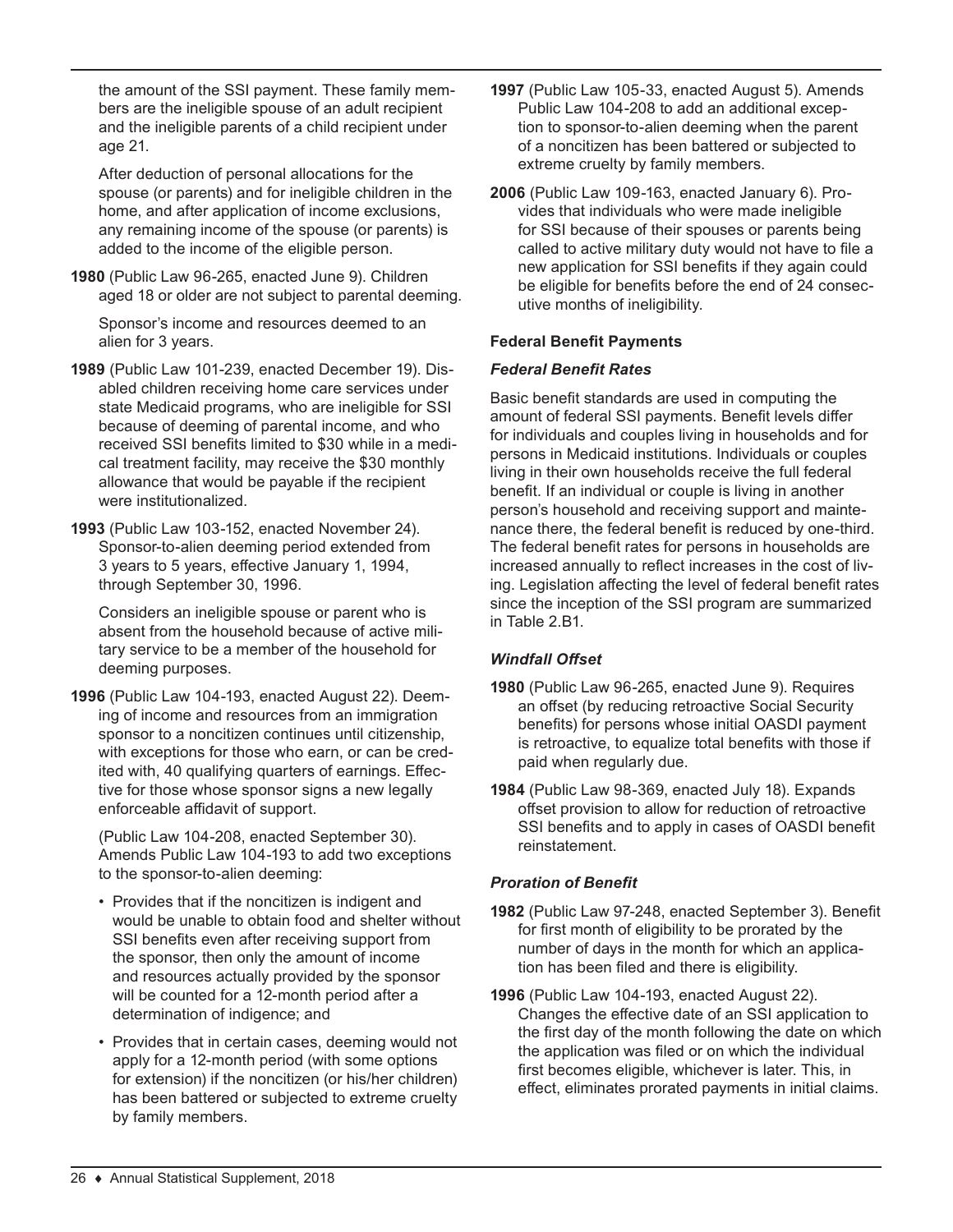the amount of the SSI payment. These family members are the ineligible spouse of an adult recipient and the ineligible parents of a child recipient under age 21.

After deduction of personal allocations for the spouse (or parents) and for ineligible children in the home, and after application of income exclusions, any remaining income of the spouse (or parents) is added to the income of the eligible person.

**1980** (Public Law 96-265, enacted June 9). Children aged 18 or older are not subject to parental deeming.

Sponsor's income and resources deemed to an alien for 3 years.

**1989** (Public Law 101-239, enacted December 19). Disabled children receiving home care services under state Medicaid programs, who are ineligible for SSI because of deeming of parental income, and who received SSI benefits limited to $30 while in a medical treatment facility, may receive the $30 monthly allowance that would be payable if the recipient were institutionalized.

**1993** (Public Law 103-152, enacted November 24). Sponsor-to-alien deeming period extended from 3 years to 5 years, effective January 1, 1994, through September 30, 1996.

Considers an ineligible spouse or parent who is absent from the household because of active military service to be a member of the household for deeming purposes.

**1996** (Public Law 104-193, enacted August 22). Deeming of income and resources from an immigration sponsor to a noncitizen continues until citizenship, with exceptions for those who earn, or can be credited with, 40 qualifying quarters of earnings. Effective for those whose sponsor signs a new legally enforceable affidavit of support.

(Public Law 104-208, enacted September 30). Amends Public Law 104-193 to add two exceptions to the sponsor-to-alien deeming:

- Provides that if the noncitizen is indigent and would be unable to obtain food and shelter without SSI benefits even after receiving support from the sponsor, then only the amount of income and resources actually provided by the sponsor will be counted for a 12-month period after a determination of indigence; and
- Provides that in certain cases, deeming would not apply for a 12-month period (with some options for extension) if the noncitizen (or his/her children) has been battered or subjected to extreme cruelty by family members.

**1997** (Public Law 105-33, enacted August 5). Amends Public Law 104-208 to add an additional exception to sponsor-to-alien deeming when the parent of a noncitizen has been battered or subjected to extreme cruelty by family members.

**2006** (Public Law 109-163, enacted January 6). Provides that individuals who were made ineligible for SSI because of their spouses or parents being called to active military duty would not have to file a new application for SSI benefits if they again could be eligible for benefits before the end of 24 consecutive months of ineligibility.

### Federal Benefit Payments

#### *Federal Benefit Rates*

Basic benefit standards are used in computing the amount of federal SSI payments. Benefit levels differ for individuals and couples living in households and for persons in Medicaid institutions. Individuals or couples living in their own households receive the full federal benefit. If an individual or couple is living in another person's household and receiving support and maintenance there, the federal benefit is reduced by one-third. The federal benefit rates for persons in households are increased annually to reflect increases in the cost of living. Legislation affecting the level of federal benefit rates since the inception of the SSI program are summarized in Table 2.B1.

#### *Windfall Offset*

**1980** (Public Law 96-265, enacted June 9). Requires an offset (by reducing retroactive Social Security benefits) for persons whose initial OASDI payment is retroactive, to equalize total benefits with those if paid when regularly due.

**1984** (Public Law 98-369, enacted July 18). Expands offset provision to allow for reduction of retroactive SSI benefits and to apply in cases of OASDI benefit reinstatement.

#### *Proration of Benefit*

**1982** (Public Law 97-248, enacted September 3). Benefit for first month of eligibility to be prorated by the number of days in the month for which an application has been filed and there is eligibility.

**1996** (Public Law 104-193, enacted August 22). Changes the effective date of an SSI application to the first day of the month following the date on which the application was filed or on which the individual first becomes eligible, whichever is later. This, in effect, eliminates prorated payments in initial claims.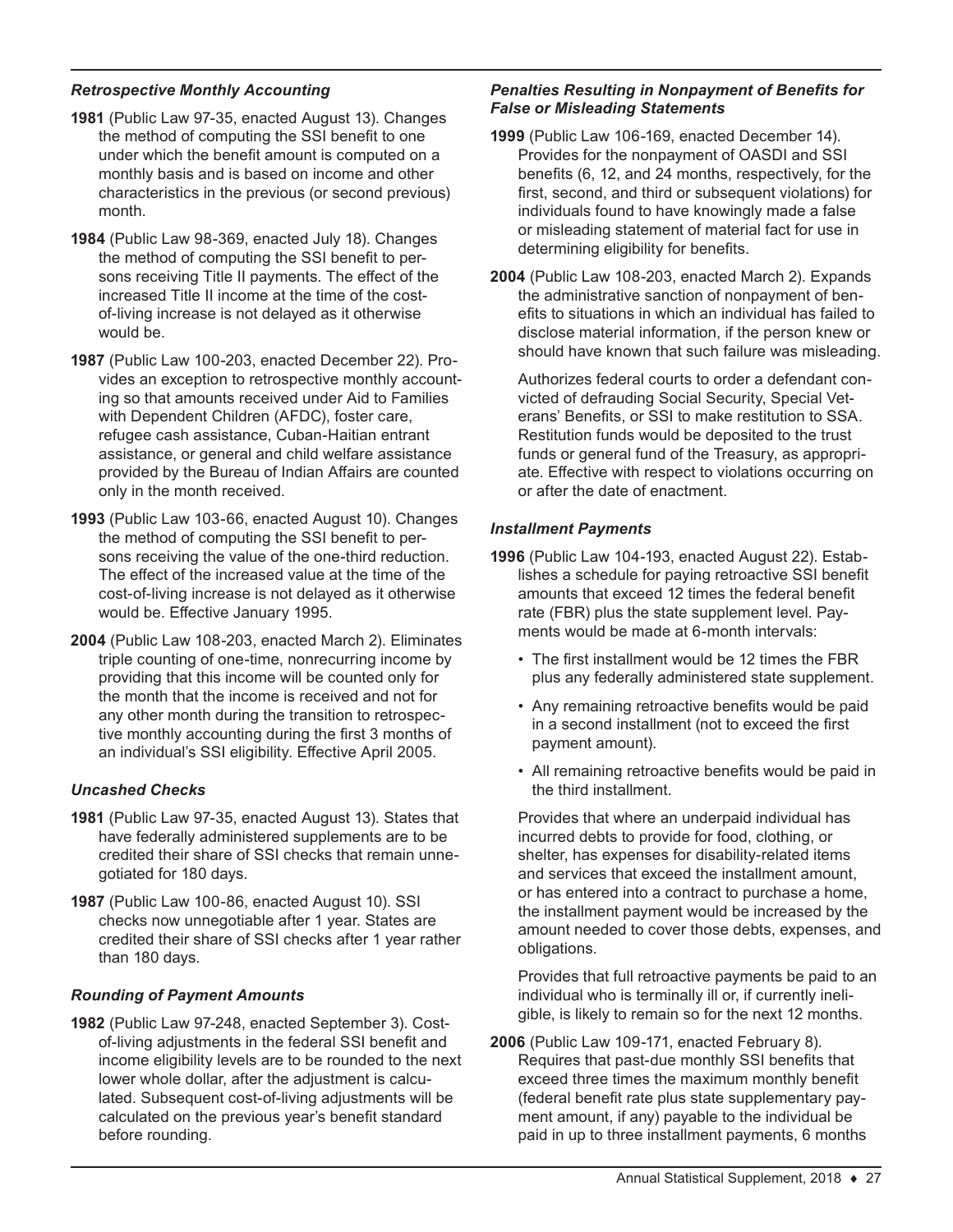### *Retrospective Monthly Accounting*

**1981** (Public Law 97-35, enacted August 13). Changes the method of computing the SSI benefit to one under which the benefit amount is computed on a monthly basis and is based on income and other characteristics in the previous (or second previous) month.

**1984** (Public Law 98-369, enacted July 18). Changes the method of computing the SSI benefit to persons receiving Title II payments. The effect of the increased Title II income at the time of the cost-of-living increase is not delayed as it otherwise would be.

**1987** (Public Law 100-203, enacted December 22). Provides an exception to retrospective monthly accounting so that amounts received under Aid to Families with Dependent Children (AFDC), foster care, refugee cash assistance, Cuban-Haitian entrant assistance, or general and child welfare assistance provided by the Bureau of Indian Affairs are counted only in the month received.

**1993** (Public Law 103-66, enacted August 10). Changes the method of computing the SSI benefit to persons receiving the value of the one-third reduction. The effect of the increased value at the time of the cost-of-living increase is not delayed as it otherwise would be. Effective January 1995.

**2004** (Public Law 108-203, enacted March 2). Eliminates triple counting of one-time, nonrecurring income by providing that this income will be counted only for the month that the income is received and not for any other month during the transition to retrospective monthly accounting during the first 3 months of an individual's SSI eligibility. Effective April 2005.

### *Uncashed Checks*

**1981** (Public Law 97-35, enacted August 13). States that have federally administered supplements are to be credited their share of SSI checks that remain unnegotiated for 180 days.

**1987** (Public Law 100-86, enacted August 10). SSI checks now unnegotiable after 1 year. States are credited their share of SSI checks after 1 year rather than 180 days.

### *Rounding of Payment Amounts*

**1982** (Public Law 97-248, enacted September 3). Cost-of-living adjustments in the federal SSI benefit and income eligibility levels are to be rounded to the next lower whole dollar, after the adjustment is calculated. Subsequent cost-of-living adjustments will be calculated on the previous year's benefit standard before rounding.

### *Penalties Resulting in Nonpayment of Benefits for False or Misleading Statements*

**1999** (Public Law 106-169, enacted December 14). Provides for the nonpayment of OASDI and SSI benefits (6, 12, and 24 months, respectively, for the first, second, and third or subsequent violations) for individuals found to have knowingly made a false or misleading statement of material fact for use in determining eligibility for benefits.

**2004** (Public Law 108-203, enacted March 2). Expands the administrative sanction of nonpayment of benefits to situations in which an individual has failed to disclose material information, if the person knew or should have known that such failure was misleading.

Authorizes federal courts to order a defendant convicted of defrauding Social Security, Special Veterans' Benefits, or SSI to make restitution to SSA. Restitution funds would be deposited to the trust funds or general fund of the Treasury, as appropriate. Effective with respect to violations occurring on or after the date of enactment.

### *Installment Payments*

**1996** (Public Law 104-193, enacted August 22). Establishes a schedule for paying retroactive SSI benefit amounts that exceed 12 times the federal benefit rate (FBR) plus the state supplement level. Payments would be made at 6-month intervals:

- The first installment would be 12 times the FBR plus any federally administered state supplement.
- Any remaining retroactive benefits would be paid in a second installment (not to exceed the first payment amount).
- All remaining retroactive benefits would be paid in the third installment.

Provides that where an underpaid individual has incurred debts to provide for food, clothing, or shelter, has expenses for disability-related items and services that exceed the installment amount, or has entered into a contract to purchase a home, the installment payment would be increased by the amount needed to cover those debts, expenses, and obligations.

Provides that full retroactive payments be paid to an individual who is terminally ill or, if currently ineligible, is likely to remain so for the next 12 months.

**2006** (Public Law 109-171, enacted February 8). Requires that past-due monthly SSI benefits that exceed three times the maximum monthly benefit (federal benefit rate plus state supplementary payment amount, if any) payable to the individual be paid in up to three installment payments, 6 months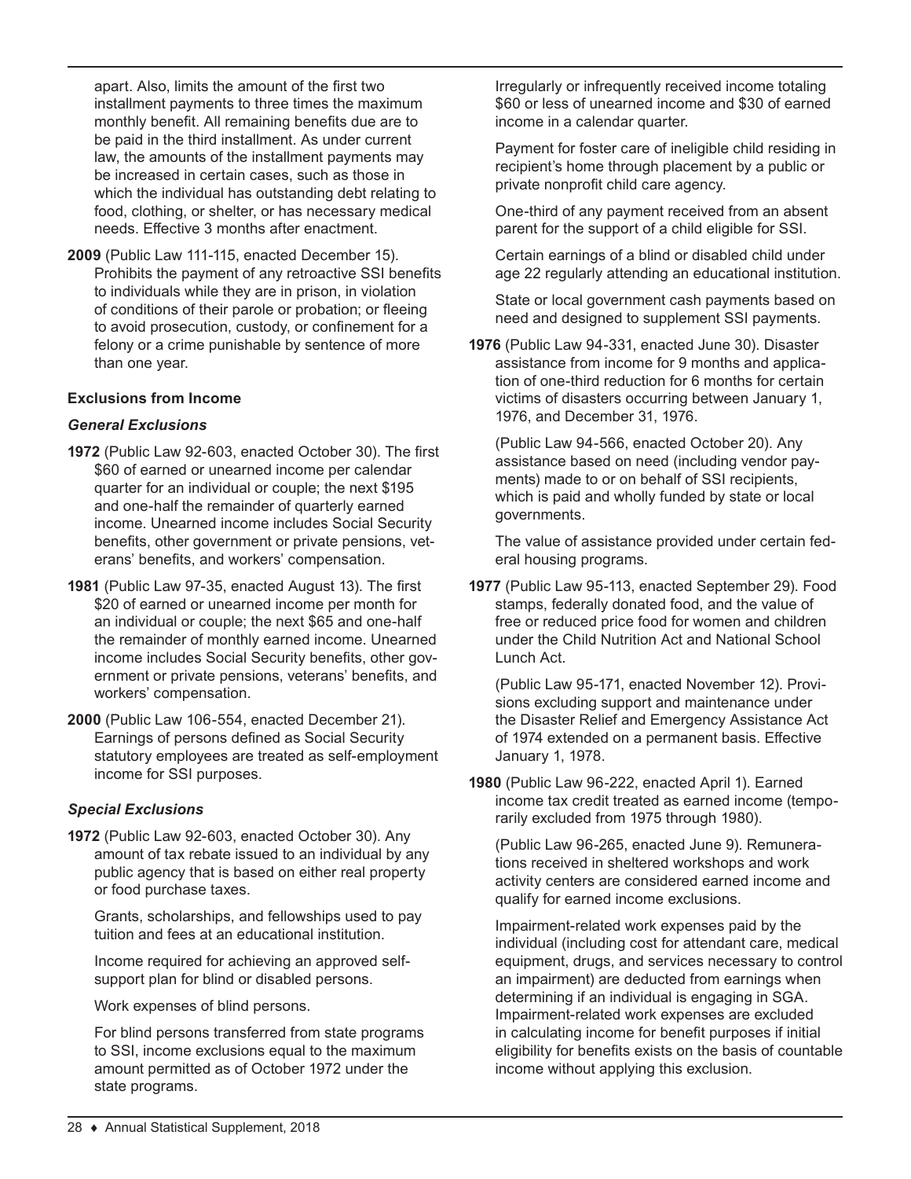apart. Also, limits the amount of the first two installment payments to three times the maximum monthly benefit. All remaining benefits due are to be paid in the third installment. As under current law, the amounts of the installment payments may be increased in certain cases, such as those in which the individual has outstanding debt relating to food, clothing, or shelter, or has necessary medical needs. Effective 3 months after enactment.

**2009** (Public Law 111-115, enacted December 15). Prohibits the payment of any retroactive SSI benefits to individuals while they are in prison, in violation of conditions of their parole or probation; or fleeing to avoid prosecution, custody, or confinement for a felony or a crime punishable by sentence of more than one year.

### Exclusions from Income

#### *General Exclusions*

**1972** (Public Law 92-603, enacted October 30). The first $60 of earned or unearned income per calendar quarter for an individual or couple; the next $195 and one-half the remainder of quarterly earned income. Unearned income includes Social Security benefits, other government or private pensions, veterans' benefits, and workers' compensation.

**1981** (Public Law 97-35, enacted August 13). The first $20 of earned or unearned income per month for an individual or couple; the next $65 and one-half the remainder of monthly earned income. Unearned income includes Social Security benefits, other government or private pensions, veterans' benefits, and workers' compensation.

**2000** (Public Law 106-554, enacted December 21). Earnings of persons defined as Social Security statutory employees are treated as self-employment income for SSI purposes.

#### *Special Exclusions*

**1972** (Public Law 92-603, enacted October 30). Any amount of tax rebate issued to an individual by any public agency that is based on either real property or food purchase taxes.

Grants, scholarships, and fellowships used to pay tuition and fees at an educational institution.

Income required for achieving an approved self-support plan for blind or disabled persons.

Work expenses of blind persons.

For blind persons transferred from state programs to SSI, income exclusions equal to the maximum amount permitted as of October 1972 under the state programs.

Irregularly or infrequently received income totaling $60 or less of unearned income and $30 of earned income in a calendar quarter.

Payment for foster care of ineligible child residing in recipient's home through placement by a public or private nonprofit child care agency.

One-third of any payment received from an absent parent for the support of a child eligible for SSI.

Certain earnings of a blind or disabled child under age 22 regularly attending an educational institution.

State or local government cash payments based on need and designed to supplement SSI payments.

**1976** (Public Law 94-331, enacted June 30). Disaster assistance from income for 9 months and application of one-third reduction for 6 months for certain victims of disasters occurring between January 1, 1976, and December 31, 1976.

(Public Law 94-566, enacted October 20). Any assistance based on need (including vendor payments) made to or on behalf of SSI recipients, which is paid and wholly funded by state or local governments.

The value of assistance provided under certain federal housing programs.

**1977** (Public Law 95-113, enacted September 29). Food stamps, federally donated food, and the value of free or reduced price food for women and children under the Child Nutrition Act and National School Lunch Act.

(Public Law 95-171, enacted November 12). Provisions excluding support and maintenance under the Disaster Relief and Emergency Assistance Act of 1974 extended on a permanent basis. Effective January 1, 1978.

**1980** (Public Law 96-222, enacted April 1). Earned income tax credit treated as earned income (temporarily excluded from 1975 through 1980).

(Public Law 96-265, enacted June 9). Remunerations received in sheltered workshops and work activity centers are considered earned income and qualify for earned income exclusions.

Impairment-related work expenses paid by the individual (including cost for attendant care, medical equipment, drugs, and services necessary to control an impairment) are deducted from earnings when determining if an individual is engaging in SGA. Impairment-related work expenses are excluded in calculating income for benefit purposes if initial eligibility for benefits exists on the basis of countable income without applying this exclusion.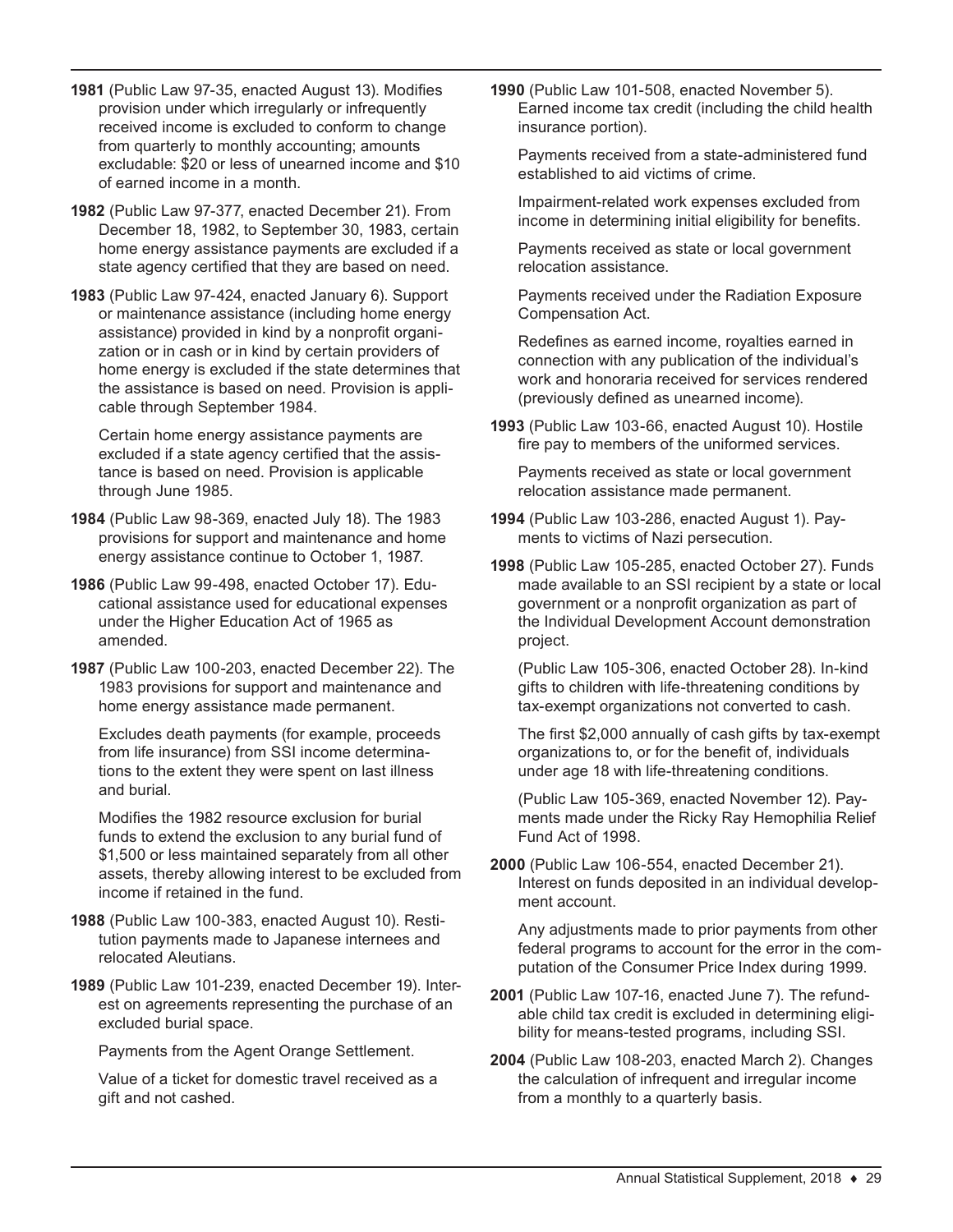**1981** (Public Law 97-35, enacted August 13). Modifies provision under which irregularly or infrequently received income is excluded to conform to change from quarterly to monthly accounting; amounts excludable: $20 or less of unearned income and $10 of earned income in a month.

**1982** (Public Law 97-377, enacted December 21). From December 18, 1982, to September 30, 1983, certain home energy assistance payments are excluded if a state agency certified that they are based on need.

**1983** (Public Law 97-424, enacted January 6). Support or maintenance assistance (including home energy assistance) provided in kind by a nonprofit organization or in cash or in kind by certain providers of home energy is excluded if the state determines that the assistance is based on need. Provision is applicable through September 1984.

Certain home energy assistance payments are excluded if a state agency certified that the assistance is based on need. Provision is applicable through June 1985.

**1984** (Public Law 98-369, enacted July 18). The 1983 provisions for support and maintenance and home energy assistance continue to October 1, 1987.

**1986** (Public Law 99-498, enacted October 17). Educational assistance used for educational expenses under the Higher Education Act of 1965 as amended.

**1987** (Public Law 100-203, enacted December 22). The 1983 provisions for support and maintenance and home energy assistance made permanent.

Excludes death payments (for example, proceeds from life insurance) from SSI income determinations to the extent they were spent on last illness and burial.

Modifies the 1982 resource exclusion for burial funds to extend the exclusion to any burial fund of $1,500 or less maintained separately from all other assets, thereby allowing interest to be excluded from income if retained in the fund.

**1988** (Public Law 100-383, enacted August 10). Restitution payments made to Japanese internees and relocated Aleutians.

**1989** (Public Law 101-239, enacted December 19). Interest on agreements representing the purchase of an excluded burial space.

Payments from the Agent Orange Settlement.

Value of a ticket for domestic travel received as a gift and not cashed.

**1990** (Public Law 101-508, enacted November 5). Earned income tax credit (including the child health insurance portion).

Payments received from a state-administered fund established to aid victims of crime.

Impairment-related work expenses excluded from income in determining initial eligibility for benefits.

Payments received as state or local government relocation assistance.

Payments received under the Radiation Exposure Compensation Act.

Redefines as earned income, royalties earned in connection with any publication of the individual's work and honoraria received for services rendered (previously defined as unearned income).

**1993** (Public Law 103-66, enacted August 10). Hostile fire pay to members of the uniformed services.

Payments received as state or local government relocation assistance made permanent.

**1994** (Public Law 103-286, enacted August 1). Payments to victims of Nazi persecution.

**1998** (Public Law 105-285, enacted October 27). Funds made available to an SSI recipient by a state or local government or a nonprofit organization as part of the Individual Development Account demonstration project.

(Public Law 105-306, enacted October 28). In-kind gifts to children with life-threatening conditions by tax-exempt organizations not converted to cash.

The first $2,000 annually of cash gifts by tax-exempt organizations to, or for the benefit of, individuals under age 18 with life-threatening conditions.

(Public Law 105-369, enacted November 12). Payments made under the Ricky Ray Hemophilia Relief Fund Act of 1998.

**2000** (Public Law 106-554, enacted December 21). Interest on funds deposited in an individual development account.

Any adjustments made to prior payments from other federal programs to account for the error in the computation of the Consumer Price Index during 1999.

**2001** (Public Law 107-16, enacted June 7). The refundable child tax credit is excluded in determining eligibility for means-tested programs, including SSI.

**2004** (Public Law 108-203, enacted March 2). Changes the calculation of infrequent and irregular income from a monthly to a quarterly basis.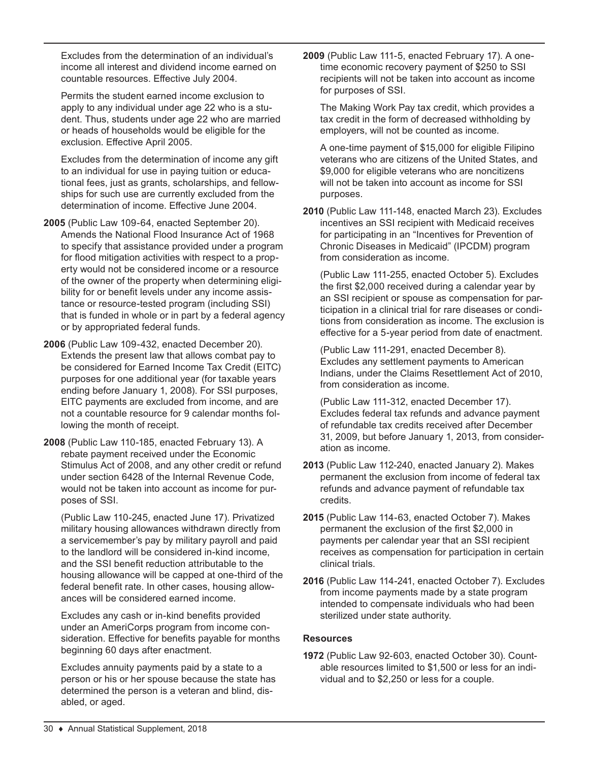Excludes from the determination of an individual's income all interest and dividend income earned on countable resources. Effective July 2004.

Permits the student earned income exclusion to apply to any individual under age 22 who is a student. Thus, students under age 22 who are married or heads of households would be eligible for the exclusion. Effective April 2005.

Excludes from the determination of income any gift to an individual for use in paying tuition or educational fees, just as grants, scholarships, and fellowships for such use are currently excluded from the determination of income. Effective June 2004.

**2005** (Public Law 109-64, enacted September 20). Amends the National Flood Insurance Act of 1968 to specify that assistance provided under a program for flood mitigation activities with respect to a property would not be considered income or a resource of the owner of the property when determining eligibility for or benefit levels under any income assistance or resource-tested program (including SSI) that is funded in whole or in part by a federal agency or by appropriated federal funds.

**2006** (Public Law 109-432, enacted December 20). Extends the present law that allows combat pay to be considered for Earned Income Tax Credit (EITC) purposes for one additional year (for taxable years ending before January 1, 2008). For SSI purposes, EITC payments are excluded from income, and are not a countable resource for 9 calendar months following the month of receipt.

**2008** (Public Law 110-185, enacted February 13). A rebate payment received under the Economic Stimulus Act of 2008, and any other credit or refund under section 6428 of the Internal Revenue Code, would not be taken into account as income for purposes of SSI.

(Public Law 110-245, enacted June 17). Privatized military housing allowances withdrawn directly from a servicemember's pay by military payroll and paid to the landlord will be considered in-kind income, and the SSI benefit reduction attributable to the housing allowance will be capped at one-third of the federal benefit rate. In other cases, housing allowances will be considered earned income.

Excludes any cash or in-kind benefits provided under an AmeriCorps program from income consideration. Effective for benefits payable for months beginning 60 days after enactment.

Excludes annuity payments paid by a state to a person or his or her spouse because the state has determined the person is a veteran and blind, disabled, or aged.

**2009** (Public Law 111-5, enacted February 17). A one-time economic recovery payment of $250 to SSI recipients will not be taken into account as income for purposes of SSI.

The Making Work Pay tax credit, which provides a tax credit in the form of decreased withholding by employers, will not be counted as income.

A one-time payment of $15,000 for eligible Filipino veterans who are citizens of the United States, and $9,000 for eligible veterans who are noncitizens will not be taken into account as income for SSI purposes.

**2010** (Public Law 111-148, enacted March 23). Excludes incentives an SSI recipient with Medicaid receives for participating in an "Incentives for Prevention of Chronic Diseases in Medicaid" (IPCDM) program from consideration as income.

(Public Law 111-255, enacted October 5). Excludes the first $2,000 received during a calendar year by an SSI recipient or spouse as compensation for participation in a clinical trial for rare diseases or conditions from consideration as income. The exclusion is effective for a 5-year period from date of enactment.

(Public Law 111-291, enacted December 8). Excludes any settlement payments to American Indians, under the Claims Resettlement Act of 2010, from consideration as income.

(Public Law 111-312, enacted December 17). Excludes federal tax refunds and advance payment of refundable tax credits received after December 31, 2009, but before January 1, 2013, from consideration as income.

**2013** (Public Law 112-240, enacted January 2). Makes permanent the exclusion from income of federal tax refunds and advance payment of refundable tax credits.

**2015** (Public Law 114-63, enacted October 7). Makes permanent the exclusion of the first $2,000 in payments per calendar year that an SSI recipient receives as compensation for participation in certain clinical trials.

**2016** (Public Law 114-241, enacted October 7). Excludes from income payments made by a state program intended to compensate individuals who had been sterilized under state authority.

### Resources

**1972** (Public Law 92-603, enacted October 30). Countable resources limited to $1,500 or less for an individual and to $2,250 or less for a couple.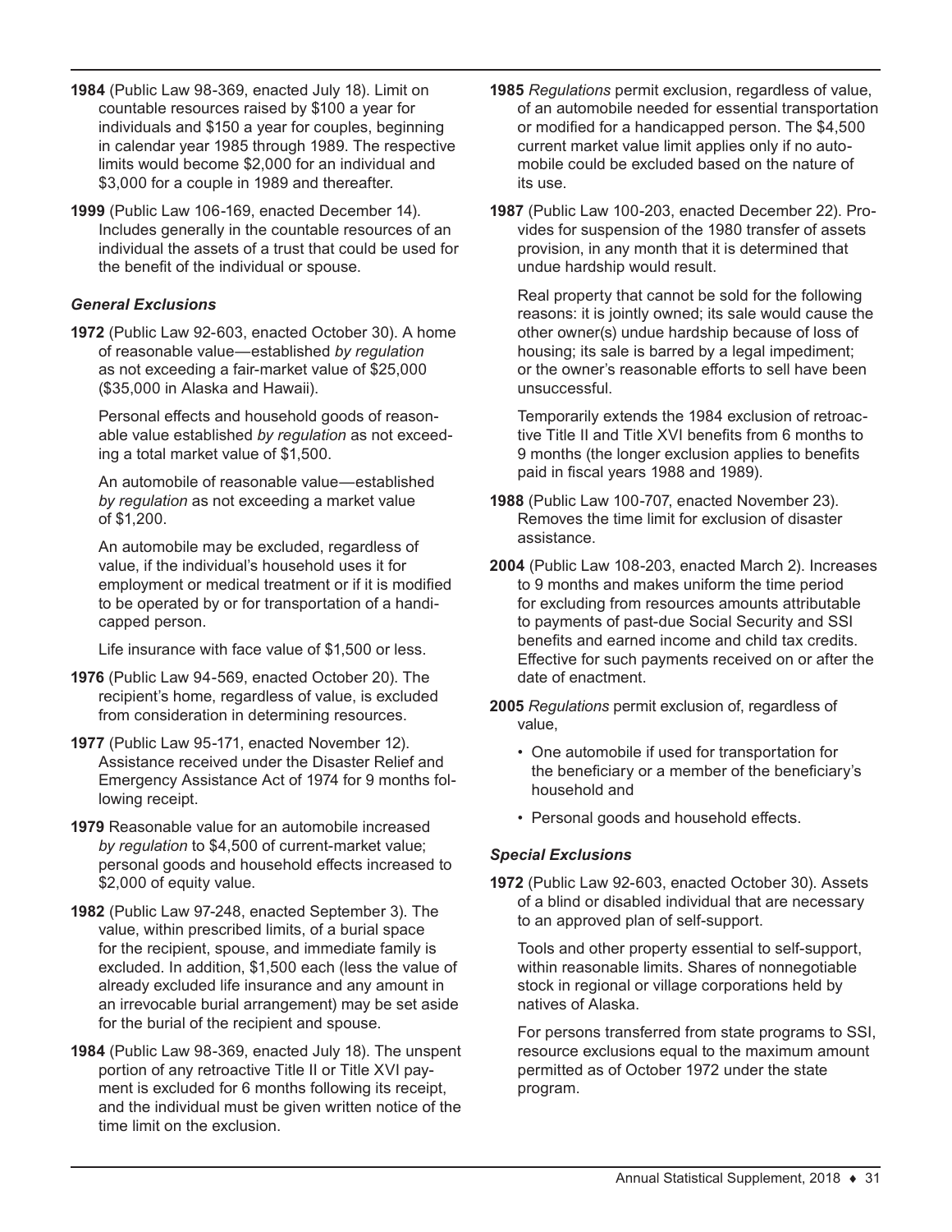**1984** (Public Law 98-369, enacted July 18). Limit on countable resources raised by $100 a year for individuals and $150 a year for couples, beginning in calendar year 1985 through 1989. The respective limits would become $2,000 for an individual and $3,000 for a couple in 1989 and thereafter.

**1999** (Public Law 106-169, enacted December 14). Includes generally in the countable resources of an individual the assets of a trust that could be used for the benefit of the individual or spouse.

### *General Exclusions*

**1972** (Public Law 92-603, enacted October 30). A home of reasonable value—established *by regulation* as not exceeding a fair-market value of $25,000 ($35,000 in Alaska and Hawaii).

Personal effects and household goods of reasonable value established *by regulation* as not exceeding a total market value of $1,500.

An automobile of reasonable value—established *by regulation* as not exceeding a market value of $1,200.

An automobile may be excluded, regardless of value, if the individual's household uses it for employment or medical treatment or if it is modified to be operated by or for transportation of a handicapped person.

Life insurance with face value of $1,500 or less.

**1976** (Public Law 94-569, enacted October 20). The recipient's home, regardless of value, is excluded from consideration in determining resources.

**1977** (Public Law 95-171, enacted November 12). Assistance received under the Disaster Relief and Emergency Assistance Act of 1974 for 9 months following receipt.

**1979** Reasonable value for an automobile increased *by regulation* to $4,500 of current-market value; personal goods and household effects increased to $2,000 of equity value.

**1982** (Public Law 97-248, enacted September 3). The value, within prescribed limits, of a burial space for the recipient, spouse, and immediate family is excluded. In addition, $1,500 each (less the value of already excluded life insurance and any amount in an irrevocable burial arrangement) may be set aside for the burial of the recipient and spouse.

**1984** (Public Law 98-369, enacted July 18). The unspent portion of any retroactive Title II or Title XVI payment is excluded for 6 months following its receipt, and the individual must be given written notice of the time limit on the exclusion.

**1985** *Regulations* permit exclusion, regardless of value, of an automobile needed for essential transportation or modified for a handicapped person. The $4,500 current market value limit applies only if no automobile could be excluded based on the nature of its use.

**1987** (Public Law 100-203, enacted December 22). Provides for suspension of the 1980 transfer of assets provision, in any month that it is determined that undue hardship would result.

Real property that cannot be sold for the following reasons: it is jointly owned; its sale would cause the other owner(s) undue hardship because of loss of housing; its sale is barred by a legal impediment; or the owner's reasonable efforts to sell have been unsuccessful.

Temporarily extends the 1984 exclusion of retroactive Title II and Title XVI benefits from 6 months to 9 months (the longer exclusion applies to benefits paid in fiscal years 1988 and 1989).

**1988** (Public Law 100-707, enacted November 23). Removes the time limit for exclusion of disaster assistance.

**2004** (Public Law 108-203, enacted March 2). Increases to 9 months and makes uniform the time period for excluding from resources amounts attributable to payments of past-due Social Security and SSI benefits and earned income and child tax credits. Effective for such payments received on or after the date of enactment.

**2005** *Regulations* permit exclusion of, regardless of value,

- One automobile if used for transportation for the beneficiary or a member of the beneficiary's household and
- Personal goods and household effects.

### *Special Exclusions*

**1972** (Public Law 92-603, enacted October 30). Assets of a blind or disabled individual that are necessary to an approved plan of self-support.

Tools and other property essential to self-support, within reasonable limits. Shares of nonnegotiable stock in regional or village corporations held by natives of Alaska.

For persons transferred from state programs to SSI, resource exclusions equal to the maximum amount permitted as of October 1972 under the state program.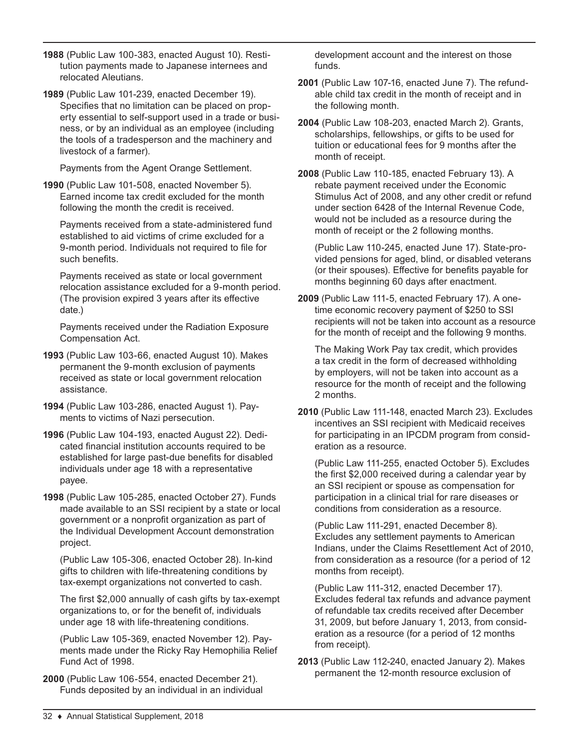**1988** (Public Law 100-383, enacted August 10). Restitution payments made to Japanese internees and relocated Aleutians.

**1989** (Public Law 101-239, enacted December 19). Specifies that no limitation can be placed on property essential to self-support used in a trade or business, or by an individual as an employee (including the tools of a tradesperson and the machinery and livestock of a farmer).

Payments from the Agent Orange Settlement.

**1990** (Public Law 101-508, enacted November 5). Earned income tax credit excluded for the month following the month the credit is received.

Payments received from a state-administered fund established to aid victims of crime excluded for a 9-month period. Individuals not required to file for such benefits.

Payments received as state or local government relocation assistance excluded for a 9-month period. (The provision expired 3 years after its effective date.)

Payments received under the Radiation Exposure Compensation Act.

**1993** (Public Law 103-66, enacted August 10). Makes permanent the 9-month exclusion of payments received as state or local government relocation assistance.

**1994** (Public Law 103-286, enacted August 1). Payments to victims of Nazi persecution.

**1996** (Public Law 104-193, enacted August 22). Dedicated financial institution accounts required to be established for large past-due benefits for disabled individuals under age 18 with a representative payee.

**1998** (Public Law 105-285, enacted October 27). Funds made available to an SSI recipient by a state or local government or a nonprofit organization as part of the Individual Development Account demonstration project.

(Public Law 105-306, enacted October 28). In-kind gifts to children with life-threatening conditions by tax-exempt organizations not converted to cash.

The first $2,000 annually of cash gifts by tax-exempt organizations to, or for the benefit of, individuals under age 18 with life-threatening conditions.

(Public Law 105-369, enacted November 12). Payments made under the Ricky Ray Hemophilia Relief Fund Act of 1998.

**2000** (Public Law 106-554, enacted December 21). Funds deposited by an individual in an individual development account and the interest on those funds.

**2001** (Public Law 107-16, enacted June 7). The refundable child tax credit in the month of receipt and in the following month.

**2004** (Public Law 108-203, enacted March 2). Grants, scholarships, fellowships, or gifts to be used for tuition or educational fees for 9 months after the month of receipt.

**2008** (Public Law 110-185, enacted February 13). A rebate payment received under the Economic Stimulus Act of 2008, and any other credit or refund under section 6428 of the Internal Revenue Code, would not be included as a resource during the month of receipt or the 2 following months.

(Public Law 110-245, enacted June 17). State-provided pensions for aged, blind, or disabled veterans (or their spouses). Effective for benefits payable for months beginning 60 days after enactment.

**2009** (Public Law 111-5, enacted February 17). A one-time economic recovery payment of $250 to SSI recipients will not be taken into account as a resource for the month of receipt and the following 9 months.

The Making Work Pay tax credit, which provides a tax credit in the form of decreased withholding by employers, will not be taken into account as a resource for the month of receipt and the following 2 months.

**2010** (Public Law 111-148, enacted March 23). Excludes incentives an SSI recipient with Medicaid receives for participating in an IPCDM program from consideration as a resource.

(Public Law 111-255, enacted October 5). Excludes the first $2,000 received during a calendar year by an SSI recipient or spouse as compensation for participation in a clinical trial for rare diseases or conditions from consideration as a resource.

(Public Law 111-291, enacted December 8). Excludes any settlement payments to American Indians, under the Claims Resettlement Act of 2010, from consideration as a resource (for a period of 12 months from receipt).

(Public Law 111-312, enacted December 17). Excludes federal tax refunds and advance payment of refundable tax credits received after December 31, 2009, but before January 1, 2013, from consideration as a resource (for a period of 12 months from receipt).

**2013** (Public Law 112-240, enacted January 2). Makes permanent the 12-month resource exclusion of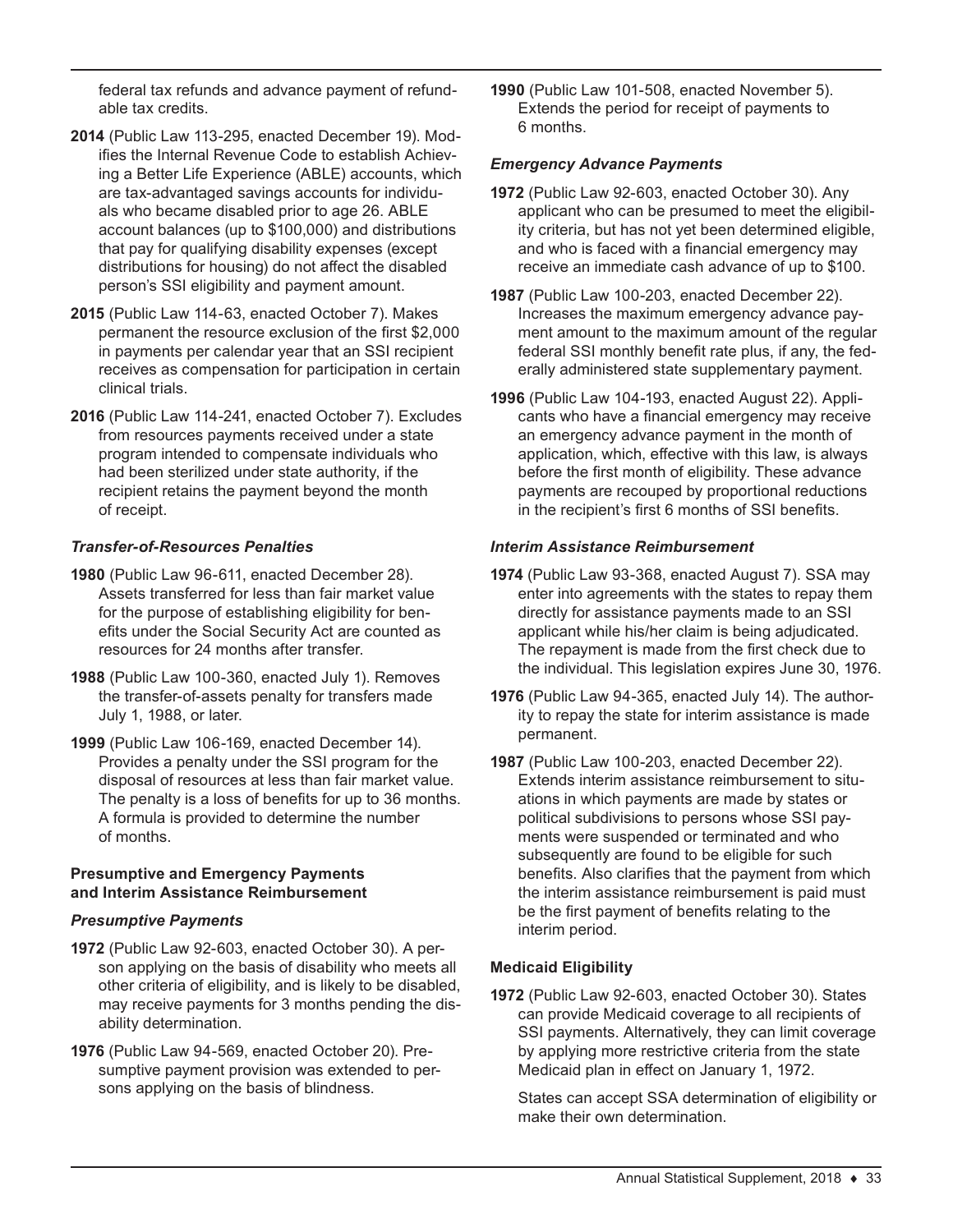federal tax refunds and advance payment of refundable tax credits.

**2014** (Public Law 113-295, enacted December 19). Modifies the Internal Revenue Code to establish Achieving a Better Life Experience (ABLE) accounts, which are tax-advantaged savings accounts for individuals who became disabled prior to age 26. ABLE account balances (up to $100,000) and distributions that pay for qualifying disability expenses (except distributions for housing) do not affect the disabled person's SSI eligibility and payment amount.

**2015** (Public Law 114-63, enacted October 7). Makes permanent the resource exclusion of the first $2,000 in payments per calendar year that an SSI recipient receives as compensation for participation in certain clinical trials.

**2016** (Public Law 114-241, enacted October 7). Excludes from resources payments received under a state program intended to compensate individuals who had been sterilized under state authority, if the recipient retains the payment beyond the month of receipt.

#### *Transfer-of-Resources Penalties*

**1980** (Public Law 96-611, enacted December 28). Assets transferred for less than fair market value for the purpose of establishing eligibility for benefits under the Social Security Act are counted as resources for 24 months after transfer.

**1988** (Public Law 100-360, enacted July 1). Removes the transfer-of-assets penalty for transfers made July 1, 1988, or later.

**1999** (Public Law 106-169, enacted December 14). Provides a penalty under the SSI program for the disposal of resources at less than fair market value. The penalty is a loss of benefits for up to 36 months. A formula is provided to determine the number of months.

### Presumptive and Emergency Payments and Interim Assistance Reimbursement

#### *Presumptive Payments*

**1972** (Public Law 92-603, enacted October 30). A person applying on the basis of disability who meets all other criteria of eligibility, and is likely to be disabled, may receive payments for 3 months pending the disability determination.

**1976** (Public Law 94-569, enacted October 20). Presumptive payment provision was extended to persons applying on the basis of blindness.

**1990** (Public Law 101-508, enacted November 5). Extends the period for receipt of payments to 6 months.

#### *Emergency Advance Payments*

**1972** (Public Law 92-603, enacted October 30). Any applicant who can be presumed to meet the eligibility criteria, but has not yet been determined eligible, and who is faced with a financial emergency may receive an immediate cash advance of up to $100.

**1987** (Public Law 100-203, enacted December 22). Increases the maximum emergency advance payment amount to the maximum amount of the regular federal SSI monthly benefit rate plus, if any, the federally administered state supplementary payment.

**1996** (Public Law 104-193, enacted August 22). Applicants who have a financial emergency may receive an emergency advance payment in the month of application, which, effective with this law, is always before the first month of eligibility. These advance payments are recouped by proportional reductions in the recipient's first 6 months of SSI benefits.

#### *Interim Assistance Reimbursement*

**1974** (Public Law 93-368, enacted August 7). SSA may enter into agreements with the states to repay them directly for assistance payments made to an SSI applicant while his/her claim is being adjudicated. The repayment is made from the first check due to the individual. This legislation expires June 30, 1976.

**1976** (Public Law 94-365, enacted July 14). The authority to repay the state for interim assistance is made permanent.

**1987** (Public Law 100-203, enacted December 22). Extends interim assistance reimbursement to situations in which payments are made by states or political subdivisions to persons whose SSI payments were suspended or terminated and who subsequently are found to be eligible for such benefits. Also clarifies that the payment from which the interim assistance reimbursement is paid must be the first payment of benefits relating to the interim period.

### Medicaid Eligibility

**1972** (Public Law 92-603, enacted October 30). States can provide Medicaid coverage to all recipients of SSI payments. Alternatively, they can limit coverage by applying more restrictive criteria from the state Medicaid plan in effect on January 1, 1972.

States can accept SSA determination of eligibility or make their own determination.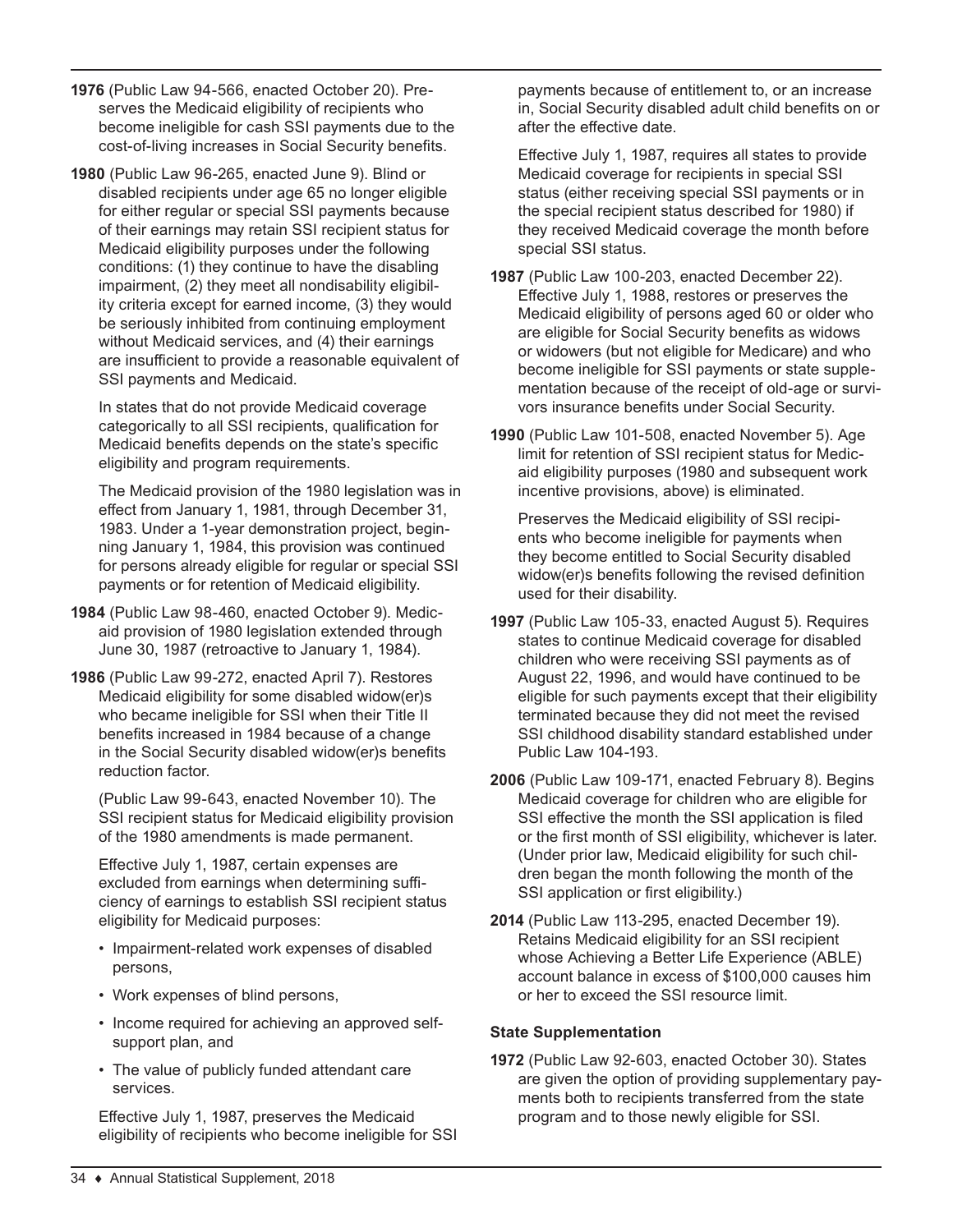**1976** (Public Law 94-566, enacted October 20). Preserves the Medicaid eligibility of recipients who become ineligible for cash SSI payments due to the cost-of-living increases in Social Security benefits.

**1980** (Public Law 96-265, enacted June 9). Blind or disabled recipients under age 65 no longer eligible for either regular or special SSI payments because of their earnings may retain SSI recipient status for Medicaid eligibility purposes under the following conditions: (1) they continue to have the disabling impairment, (2) they meet all nondisability eligibility criteria except for earned income, (3) they would be seriously inhibited from continuing employment without Medicaid services, and (4) their earnings are insufficient to provide a reasonable equivalent of SSI payments and Medicaid.

In states that do not provide Medicaid coverage categorically to all SSI recipients, qualification for Medicaid benefits depends on the state's specific eligibility and program requirements.

The Medicaid provision of the 1980 legislation was in effect from January 1, 1981, through December 31, 1983. Under a 1-year demonstration project, beginning January 1, 1984, this provision was continued for persons already eligible for regular or special SSI payments or for retention of Medicaid eligibility.

**1984** (Public Law 98-460, enacted October 9). Medicaid provision of 1980 legislation extended through June 30, 1987 (retroactive to January 1, 1984).

**1986** (Public Law 99-272, enacted April 7). Restores Medicaid eligibility for some disabled widow(er)s who became ineligible for SSI when their Title II benefits increased in 1984 because of a change in the Social Security disabled widow(er)s benefits reduction factor.

(Public Law 99-643, enacted November 10). The SSI recipient status for Medicaid eligibility provision of the 1980 amendments is made permanent.

Effective July 1, 1987, certain expenses are excluded from earnings when determining sufficiency of earnings to establish SSI recipient status eligibility for Medicaid purposes:

- Impairment-related work expenses of disabled persons,
- Work expenses of blind persons,
- Income required for achieving an approved self-support plan, and
- The value of publicly funded attendant care services.

Effective July 1, 1987, preserves the Medicaid eligibility of recipients who become ineligible for SSI payments because of entitlement to, or an increase in, Social Security disabled adult child benefits on or after the effective date.

Effective July 1, 1987, requires all states to provide Medicaid coverage for recipients in special SSI status (either receiving special SSI payments or in the special recipient status described for 1980) if they received Medicaid coverage the month before special SSI status.

**1987** (Public Law 100-203, enacted December 22). Effective July 1, 1988, restores or preserves the Medicaid eligibility of persons aged 60 or older who are eligible for Social Security benefits as widows or widowers (but not eligible for Medicare) and who become ineligible for SSI payments or state supplementation because of the receipt of old-age or survivors insurance benefits under Social Security.

**1990** (Public Law 101-508, enacted November 5). Age limit for retention of SSI recipient status for Medicaid eligibility purposes (1980 and subsequent work incentive provisions, above) is eliminated.

Preserves the Medicaid eligibility of SSI recipients who become ineligible for payments when they become entitled to Social Security disabled widow(er)s benefits following the revised definition used for their disability.

**1997** (Public Law 105-33, enacted August 5). Requires states to continue Medicaid coverage for disabled children who were receiving SSI payments as of August 22, 1996, and would have continued to be eligible for such payments except that their eligibility terminated because they did not meet the revised SSI childhood disability standard established under Public Law 104-193.

**2006** (Public Law 109-171, enacted February 8). Begins Medicaid coverage for children who are eligible for SSI effective the month the SSI application is filed or the first month of SSI eligibility, whichever is later. (Under prior law, Medicaid eligibility for such children began the month following the month of the SSI application or first eligibility.)

**2014** (Public Law 113-295, enacted December 19). Retains Medicaid eligibility for an SSI recipient whose Achieving a Better Life Experience (ABLE) account balance in excess of $100,000 causes him or her to exceed the SSI resource limit.

### State Supplementation

**1972** (Public Law 92-603, enacted October 30). States are given the option of providing supplementary payments both to recipients transferred from the state program and to those newly eligible for SSI.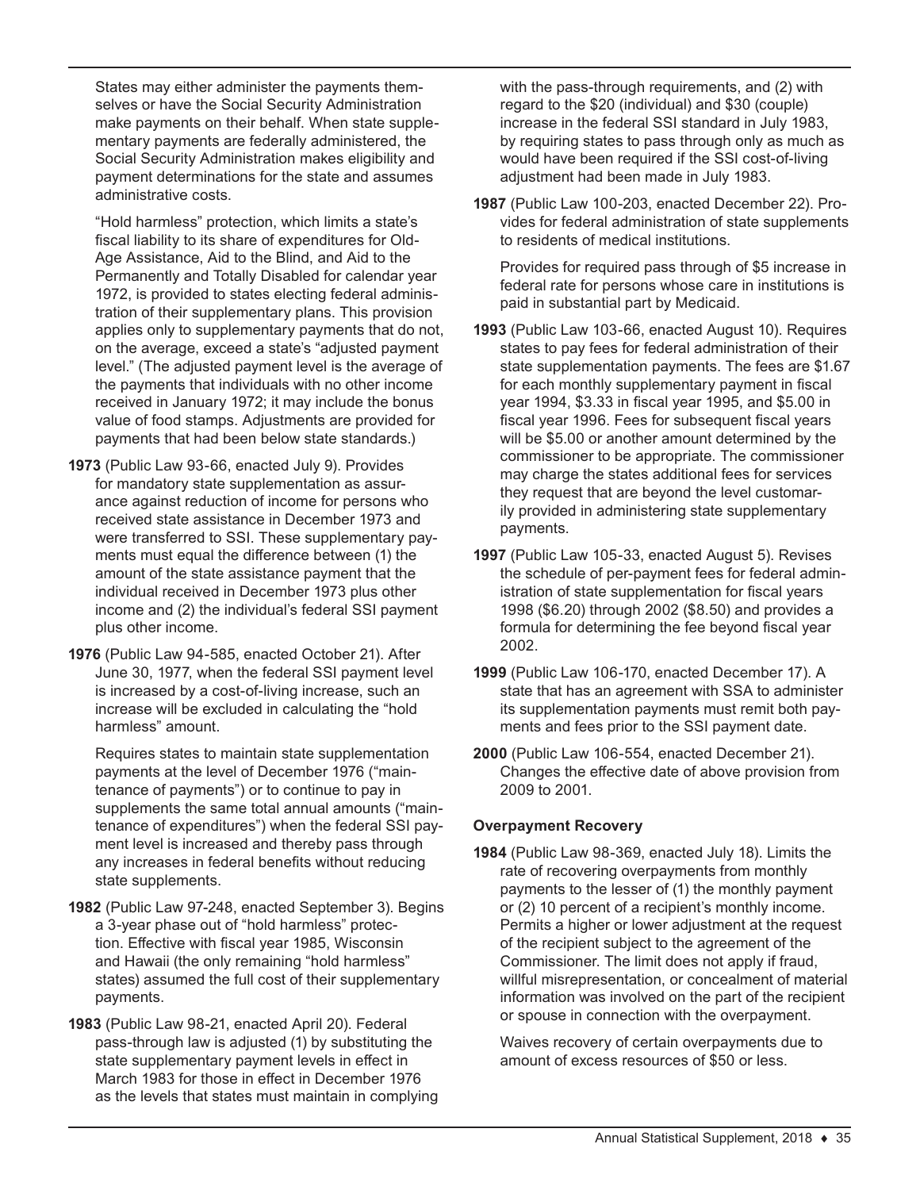States may either administer the payments themselves or have the Social Security Administration make payments on their behalf. When state supplementary payments are federally administered, the Social Security Administration makes eligibility and payment determinations for the state and assumes administrative costs.

"Hold harmless" protection, which limits a state's fiscal liability to its share of expenditures for Old-Age Assistance, Aid to the Blind, and Aid to the Permanently and Totally Disabled for calendar year 1972, is provided to states electing federal administration of their supplementary plans. This provision applies only to supplementary payments that do not, on the average, exceed a state's "adjusted payment level." (The adjusted payment level is the average of the payments that individuals with no other income received in January 1972; it may include the bonus value of food stamps. Adjustments are provided for payments that had been below state standards.)

**1973** (Public Law 93-66, enacted July 9). Provides for mandatory state supplementation as assurance against reduction of income for persons who received state assistance in December 1973 and were transferred to SSI. These supplementary payments must equal the difference between (1) the amount of the state assistance payment that the individual received in December 1973 plus other income and (2) the individual's federal SSI payment plus other income.

**1976** (Public Law 94-585, enacted October 21). After June 30, 1977, when the federal SSI payment level is increased by a cost-of-living increase, such an increase will be excluded in calculating the "hold harmless" amount.

Requires states to maintain state supplementation payments at the level of December 1976 ("maintenance of payments") or to continue to pay in supplements the same total annual amounts ("maintenance of expenditures") when the federal SSI payment level is increased and thereby pass through any increases in federal benefits without reducing state supplements.

**1982** (Public Law 97-248, enacted September 3). Begins a 3-year phase out of "hold harmless" protection. Effective with fiscal year 1985, Wisconsin and Hawaii (the only remaining "hold harmless" states) assumed the full cost of their supplementary payments.

**1983** (Public Law 98-21, enacted April 20). Federal pass-through law is adjusted (1) by substituting the state supplementary payment levels in effect in March 1983 for those in effect in December 1976 as the levels that states must maintain in complying with the pass-through requirements, and (2) with regard to the $20 (individual) and $30 (couple) increase in the federal SSI standard in July 1983, by requiring states to pass through only as much as would have been required if the SSI cost-of-living adjustment had been made in July 1983.

**1987** (Public Law 100-203, enacted December 22). Provides for federal administration of state supplements to residents of medical institutions.

Provides for required pass through of $5 increase in federal rate for persons whose care in institutions is paid in substantial part by Medicaid.

**1993** (Public Law 103-66, enacted August 10). Requires states to pay fees for federal administration of their state supplementation payments. The fees are $1.67 for each monthly supplementary payment in fiscal year 1994, $3.33 in fiscal year 1995, and $5.00 in fiscal year 1996. Fees for subsequent fiscal years will be $5.00 or another amount determined by the commissioner to be appropriate. The commissioner may charge the states additional fees for services they request that are beyond the level customarily provided in administering state supplementary payments.

**1997** (Public Law 105-33, enacted August 5). Revises the schedule of per-payment fees for federal administration of state supplementation for fiscal years 1998 ($6.20) through 2002 ($8.50) and provides a formula for determining the fee beyond fiscal year 2002.

**1999** (Public Law 106-170, enacted December 17). A state that has an agreement with SSA to administer its supplementation payments must remit both payments and fees prior to the SSI payment date.

**2000** (Public Law 106-554, enacted December 21). Changes the effective date of above provision from 2009 to 2001.

### Overpayment Recovery

**1984** (Public Law 98-369, enacted July 18). Limits the rate of recovering overpayments from monthly payments to the lesser of (1) the monthly payment or (2) 10 percent of a recipient's monthly income. Permits a higher or lower adjustment at the request of the recipient subject to the agreement of the Commissioner. The limit does not apply if fraud, willful misrepresentation, or concealment of material information was involved on the part of the recipient or spouse in connection with the overpayment.

Waives recovery of certain overpayments due to amount of excess resources of $50 or less.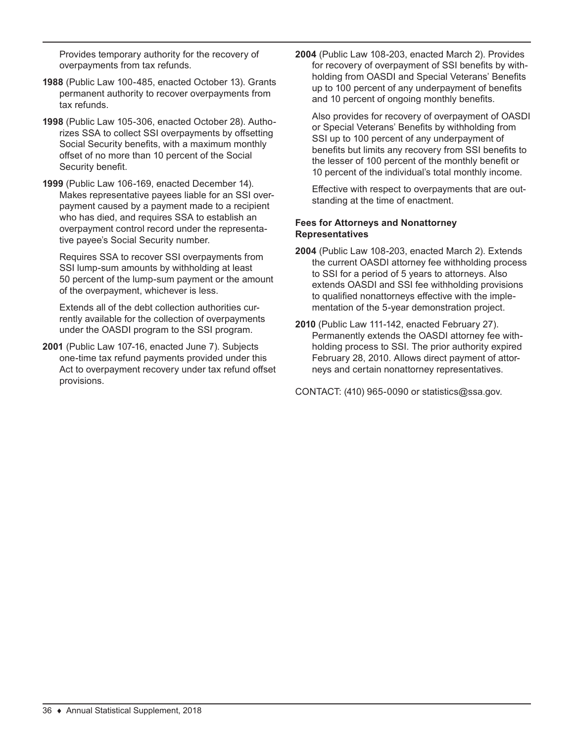Provides temporary authority for the recovery of overpayments from tax refunds.

**1988** (Public Law 100-485, enacted October 13). Grants permanent authority to recover overpayments from tax refunds.

**1998** (Public Law 105-306, enacted October 28). Authorizes SSA to collect SSI overpayments by offsetting Social Security benefits, with a maximum monthly offset of no more than 10 percent of the Social Security benefit.

**1999** (Public Law 106-169, enacted December 14). Makes representative payees liable for an SSI overpayment caused by a payment made to a recipient who has died, and requires SSA to establish an overpayment control record under the representative payee's Social Security number.

Requires SSA to recover SSI overpayments from SSI lump-sum amounts by withholding at least 50 percent of the lump-sum payment or the amount of the overpayment, whichever is less.

Extends all of the debt collection authorities currently available for the collection of overpayments under the OASDI program to the SSI program.

**2001** (Public Law 107-16, enacted June 7). Subjects one-time tax refund payments provided under this Act to overpayment recovery under tax refund offset provisions.

**2004** (Public Law 108-203, enacted March 2). Provides for recovery of overpayment of SSI benefits by withholding from OASDI and Special Veterans' Benefits up to 100 percent of any underpayment of benefits and 10 percent of ongoing monthly benefits.

Also provides for recovery of overpayment of OASDI or Special Veterans' Benefits by withholding from SSI up to 100 percent of any underpayment of benefits but limits any recovery from SSI benefits to the lesser of 100 percent of the monthly benefit or 10 percent of the individual's total monthly income.

Effective with respect to overpayments that are outstanding at the time of enactment.

#### Fees for Attorneys and Nonattorney Representatives

**2004** (Public Law 108-203, enacted March 2). Extends the current OASDI attorney fee withholding process to SSI for a period of 5 years to attorneys. Also extends OASDI and SSI fee withholding provisions to qualified nonattorneys effective with the implementation of the 5-year demonstration project.

**2010** (Public Law 111-142, enacted February 27). Permanently extends the OASDI attorney fee withholding process to SSI. The prior authority expired February 28, 2010. Allows direct payment of attorneys and certain nonattorney representatives.

CONTACT: (410) 965-0090 or statistics@ssa.gov.